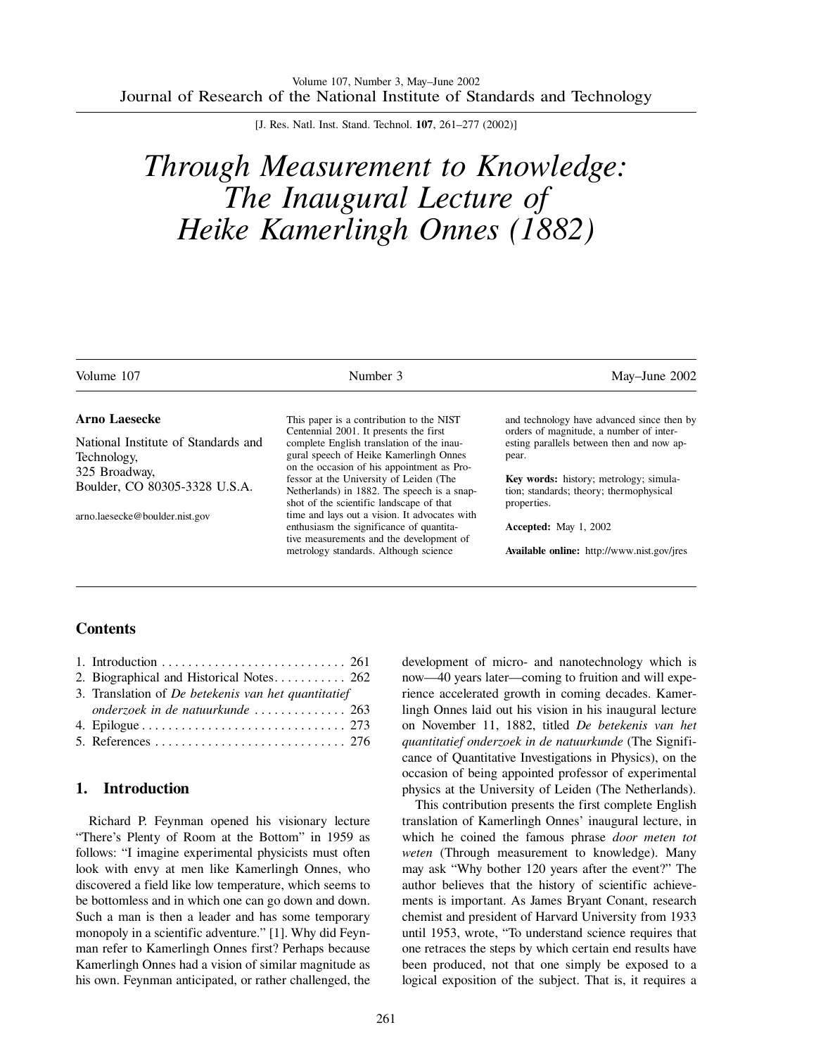# Through Measurement to Knowledge: The Inaugural Lecture of Heike Kamerlingh Onnes (1882)

Volume 107 | Number 3 | May–June 2002

**Arno Laesecke**

National Institute of Standards and Technology,
325 Broadway,
Boulder, CO 80305-3328 U.S.A.

arno.laesecke@boulder.nist.gov

This paper is a contribution to the NIST Centennial 2001. It presents the first complete English translation of the inaugural speech of Heike Kamerlingh Onnes on the occasion of his appointment as Professor at the University of Leiden (The Netherlands) in 1882. The speech is a snapshot of the scientific landscape of that time and lays out a vision. It advocates with enthusiasm the significance of quantitative measurements and the development of metrology standards. Although science and technology have advanced since then by orders of magnitude, a number of interesting parallels between then and now appear.

**Key words:** history; metrology; simulation; standards; theory; thermophysical properties.

**Accepted:** May 1, 2002

**Available online:** http://www.nist.gov/jres

## Contents

1. Introduction . . . . . . . . . . . . . . . . . . . . . . . . . . . . 261
2. Biographical and Historical Notes . . . . . . . . . . . 262
3. Translation of *De betekenis van het quantitatief onderzoek in de natuurkunde* . . . . . . . . . . . . . . 263
4. Epilogue . . . . . . . . . . . . . . . . . . . . . . . . . . . . . . . 273
5. References . . . . . . . . . . . . . . . . . . . . . . . . . . . . 276

## 1. Introduction

Richard P. Feynman opened his visionary lecture “There’s Plenty of Room at the Bottom” in 1959 as follows: “I imagine experimental physicists must often look with envy at men like Kamerlingh Onnes, who discovered a field like low temperature, which seems to be bottomless and in which one can go down and down. Such a man is then a leader and has some temporary monopoly in a scientific adventure.” [1]. Why did Feynman refer to Kamerlingh Onnes first? Perhaps because Kamerlingh Onnes had a vision of similar magnitude as his own. Feynman anticipated, or rather challenged, the development of micro- and nanotechnology which is now—40 years later—coming to fruition and will experience accelerated growth in coming decades. Kamerlingh Onnes laid out his vision in his inaugural lecture on November 11, 1882, titled *De betekenis van het quantitatief onderzoek in de natuurkunde* (The Significance of Quantitative Investigations in Physics), on the occasion of being appointed professor of experimental physics at the University of Leiden (The Netherlands).

This contribution presents the first complete English translation of Kamerlingh Onnes’ inaugural lecture, in which he coined the famous phrase *door meten tot weten* (Through measurement to knowledge). Many may ask “Why bother 120 years after the event?” The author believes that the history of scientific achievements is important. As James Bryant Conant, research chemist and president of Harvard University from 1933 until 1953, wrote, “To understand science requires that one retraces the steps by which certain end results have been produced, not that one simply be exposed to a logical exposition of the subject. That is, it requires a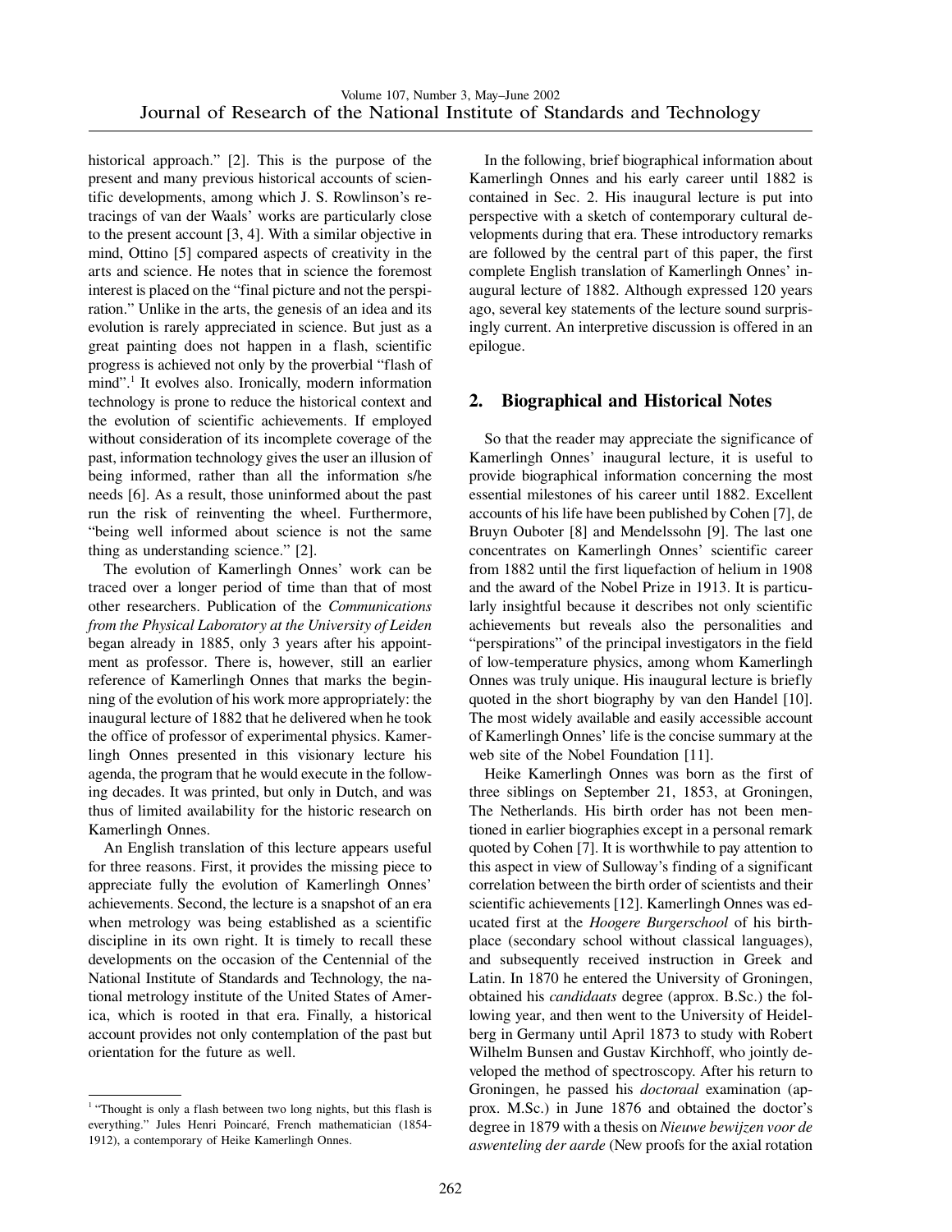historical approach." [2]. This is the purpose of the present and many previous historical accounts of scientific developments, among which J. S. Rowlinson's retracings of van der Waals' works are particularly close to the present account [3, 4]. With a similar objective in mind, Ottino [5] compared aspects of creativity in the arts and science. He notes that in science the foremost interest is placed on the "final picture and not the perspiration." Unlike in the arts, the genesis of an idea and its evolution is rarely appreciated in science. But just as a great painting does not happen in a flash, scientific progress is achieved not only by the proverbial "flash of mind".[1] It evolves also. Ironically, modern information technology is prone to reduce the historical context and the evolution of scientific achievements. If employed without consideration of its incomplete coverage of the past, information technology gives the user an illusion of being informed, rather than all the information s/he needs [6]. As a result, those uninformed about the past run the risk of reinventing the wheel. Furthermore, "being well informed about science is not the same thing as understanding science." [2].

The evolution of Kamerlingh Onnes' work can be traced over a longer period of time than that of most other researchers. Publication of the *Communications from the Physical Laboratory at the University of Leiden* began already in 1885, only 3 years after his appointment as professor. There is, however, still an earlier reference of Kamerlingh Onnes that marks the beginning of the evolution of his work more appropriately: the inaugural lecture of 1882 that he delivered when he took the office of professor of experimental physics. Kamerlingh Onnes presented in this visionary lecture his agenda, the program that he would execute in the following decades. It was printed, but only in Dutch, and was thus of limited availability for the historic research on Kamerlingh Onnes.

An English translation of this lecture appears useful for three reasons. First, it provides the missing piece to appreciate fully the evolution of Kamerlingh Onnes' achievements. Second, the lecture is a snapshot of an era when metrology was being established as a scientific discipline in its own right. It is timely to recall these developments on the occasion of the Centennial of the National Institute of Standards and Technology, the national metrology institute of the United States of America, which is rooted in that era. Finally, a historical account provides not only contemplation of the past but orientation for the future as well.

In the following, brief biographical information about Kamerlingh Onnes and his early career until 1882 is contained in Sec. 2. His inaugural lecture is put into perspective with a sketch of contemporary cultural developments during that era. These introductory remarks are followed by the central part of this paper, the first complete English translation of Kamerlingh Onnes' inaugural lecture of 1882. Although expressed 120 years ago, several key statements of the lecture sound surprisingly current. An interpretive discussion is offered in an epilogue.

## 2. Biographical and Historical Notes

So that the reader may appreciate the significance of Kamerlingh Onnes' inaugural lecture, it is useful to provide biographical information concerning the most essential milestones of his career until 1882. Excellent accounts of his life have been published by Cohen [7], de Bruyn Ouboter [8] and Mendelssohn [9]. The last one concentrates on Kamerlingh Onnes' scientific career from 1882 until the first liquefaction of helium in 1908 and the award of the Nobel Prize in 1913. It is particularly insightful because it describes not only scientific achievements but reveals also the personalities and "perspirations" of the principal investigators in the field of low-temperature physics, among whom Kamerlingh Onnes was truly unique. His inaugural lecture is briefly quoted in the short biography by van den Handel [10]. The most widely available and easily accessible account of Kamerlingh Onnes' life is the concise summary at the web site of the Nobel Foundation [11].

Heike Kamerlingh Onnes was born as the first of three siblings on September 21, 1853, at Groningen, The Netherlands. His birth order has not been mentioned in earlier biographies except in a personal remark quoted by Cohen [7]. It is worthwhile to pay attention to this aspect in view of Sulloway's finding of a significant correlation between the birth order of scientists and their scientific achievements [12]. Kamerlingh Onnes was educated first at the *Hoogere Burgerschool* of his birthplace (secondary school without classical languages), and subsequently received instruction in Greek and Latin. In 1870 he entered the University of Groningen, obtained his *candidaats* degree (approx. B.Sc.) the following year, and then went to the University of Heidelberg in Germany until April 1873 to study with Robert Wilhelm Bunsen and Gustav Kirchhoff, who jointly developed the method of spectroscopy. After his return to Groningen, he passed his *doctoraal* examination (approx. M.Sc.) in June 1876 and obtained the doctor's degree in 1879 with a thesis on *Nieuwe bewijzen voor de aswenteling der aarde* (New proofs for the axial rotation

[1] "Thought is only a flash between two long nights, but this flash is everything." Jules Henri Poincaré, French mathematician (1854-1912), a contemporary of Heike Kamerlingh Onnes.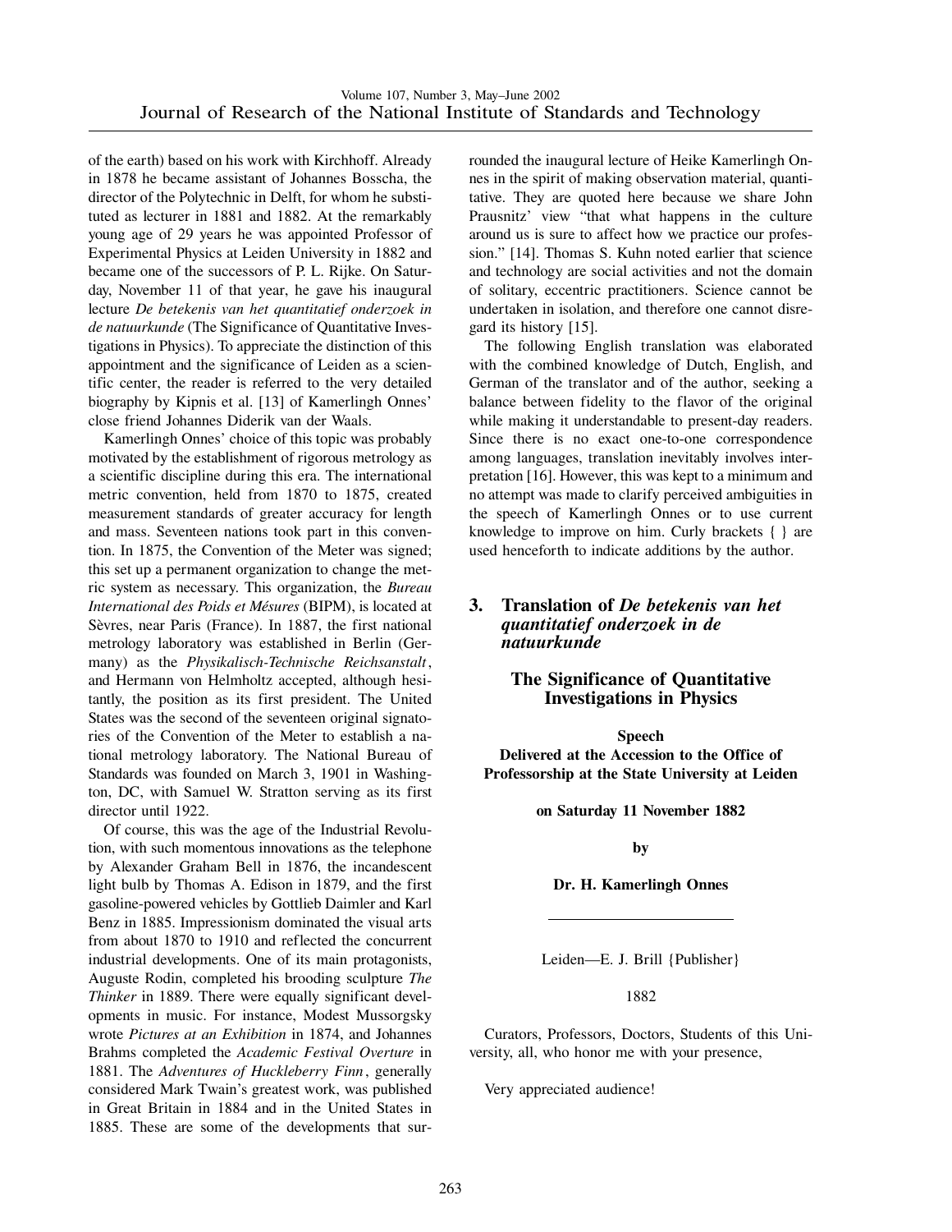of the earth) based on his work with Kirchhoff. Already in 1878 he became assistant of Johannes Bosscha, the director of the Polytechnic in Delft, for whom he substituted as lecturer in 1881 and 1882. At the remarkably young age of 29 years he was appointed Professor of Experimental Physics at Leiden University in 1882 and became one of the successors of P. L. Rijke. On Saturday, November 11 of that year, he gave his inaugural lecture *De betekenis van het quantitatief onderzoek in de natuurkunde* (The Significance of Quantitative Investigations in Physics). To appreciate the distinction of this appointment and the significance of Leiden as a scientific center, the reader is referred to the very detailed biography by Kipnis et al. [13] of Kamerlingh Onnes' close friend Johannes Diderik van der Waals.

Kamerlingh Onnes' choice of this topic was probably motivated by the establishment of rigorous metrology as a scientific discipline during this era. The international metric convention, held from 1870 to 1875, created measurement standards of greater accuracy for length and mass. Seventeen nations took part in this convention. In 1875, the Convention of the Meter was signed; this set up a permanent organization to change the metric system as necessary. This organization, the *Bureau International des Poids et Mésures* (BIPM), is located at Sèvres, near Paris (France). In 1887, the first national metrology laboratory was established in Berlin (Germany) as the *Physikalisch-Technische Reichsanstalt*, and Hermann von Helmholtz accepted, although hesitantly, the position as its first president. The United States was the second of the seventeen original signatories of the Convention of the Meter to establish a national metrology laboratory. The National Bureau of Standards was founded on March 3, 1901 in Washington, DC, with Samuel W. Stratton serving as its first director until 1922.

Of course, this was the age of the Industrial Revolution, with such momentous innovations as the telephone by Alexander Graham Bell in 1876, the incandescent light bulb by Thomas A. Edison in 1879, and the first gasoline-powered vehicles by Gottlieb Daimler and Karl Benz in 1885. Impressionism dominated the visual arts from about 1870 to 1910 and reflected the concurrent industrial developments. One of its main protagonists, Auguste Rodin, completed his brooding sculpture *The Thinker* in 1889. There were equally significant developments in music. For instance, Modest Mussorgsky wrote *Pictures at an Exhibition* in 1874, and Johannes Brahms completed the *Academic Festival Overture* in 1881. The *Adventures of Huckleberry Finn*, generally considered Mark Twain's greatest work, was published in Great Britain in 1884 and in the United States in 1885. These are some of the developments that surrounded the inaugural lecture of Heike Kamerlingh Onnes in the spirit of making observation material, quantitative. They are quoted here because we share John Prausnitz' view "that what happens in the culture around us is sure to affect how we practice our profession." [14]. Thomas S. Kuhn noted earlier that science and technology are social activities and not the domain of solitary, eccentric practitioners. Science cannot be undertaken in isolation, and therefore one cannot disregard its history [15].

The following English translation was elaborated with the combined knowledge of Dutch, English, and German of the translator and of the author, seeking a balance between fidelity to the flavor of the original while making it understandable to present-day readers. Since there is no exact one-to-one correspondence among languages, translation inevitably involves interpretation [16]. However, this was kept to a minimum and no attempt was made to clarify perceived ambiguities in the speech of Kamerlingh Onnes or to use current knowledge to improve on him. Curly brackets { } are used henceforth to indicate additions by the author.

## 3. Translation of *De betekenis van het quantitatief onderzoek in de natuurkunde*

### The Significance of Quantitative Investigations in Physics

**Speech**

**Delivered at the Accession to the Office of Professorship at the State University at Leiden**

**on Saturday 11 November 1882**

**by**

**Dr. H. Kamerlingh Onnes**

---

Leiden—E. J. Brill {Publisher}

1882

Curators, Professors, Doctors, Students of this University, all, who honor me with your presence,

Very appreciated audience!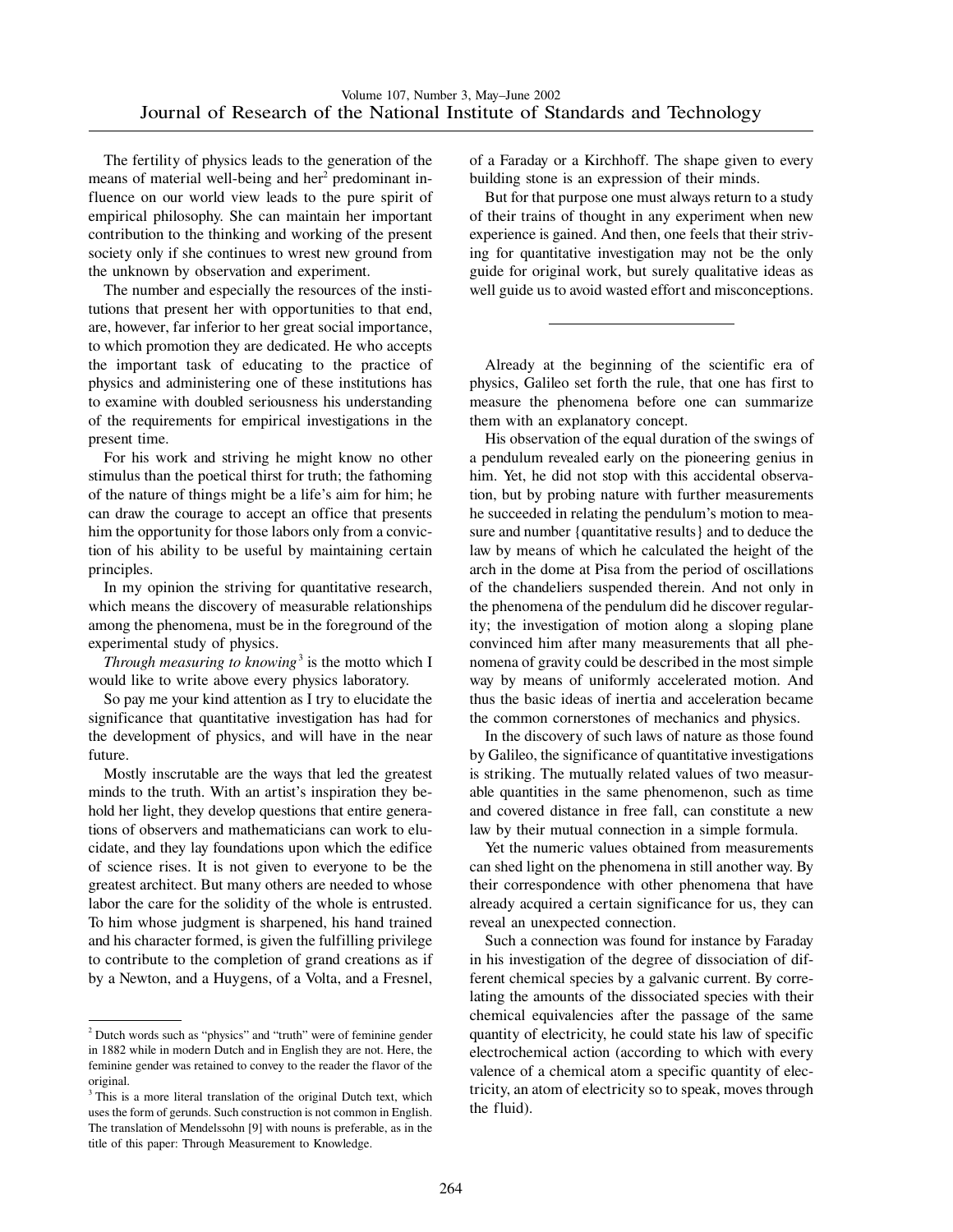The fertility of physics leads to the generation of the means of material well-being and her[2] predominant influence on our world view leads to the pure spirit of empirical philosophy. She can maintain her important contribution to the thinking and working of the present society only if she continues to wrest new ground from the unknown by observation and experiment.

The number and especially the resources of the institutions that present her with opportunities to that end, are, however, far inferior to her great social importance, to which promotion they are dedicated. He who accepts the important task of educating to the practice of physics and administering one of these institutions has to examine with doubled seriousness his understanding of the requirements for empirical investigations in the present time.

For his work and striving he might know no other stimulus than the poetical thirst for truth; the fathoming of the nature of things might be a life's aim for him; he can draw the courage to accept an office that presents him the opportunity for those labors only from a conviction of his ability to be useful by maintaining certain principles.

In my opinion the striving for quantitative research, which means the discovery of measurable relationships among the phenomena, must be in the foreground of the experimental study of physics.

*Through measuring to knowing*[3] is the motto which I would like to write above every physics laboratory.

So pay me your kind attention as I try to elucidate the significance that quantitative investigation has had for the development of physics, and will have in the near future.

Mostly inscrutable are the ways that led the greatest minds to the truth. With an artist's inspiration they behold her light, they develop questions that entire generations of observers and mathematicians can work to elucidate, and they lay foundations upon which the edifice of science rises. It is not given to everyone to be the greatest architect. But many others are needed to whose labor the care for the solidity of the whole is entrusted. To him whose judgment is sharpened, his hand trained and his character formed, is given the fulfilling privilege to contribute to the completion of grand creations as if by a Newton, and a Huygens, of a Volta, and a Fresnel, of a Faraday or a Kirchhoff. The shape given to every building stone is an expression of their minds.

But for that purpose one must always return to a study of their trains of thought in any experiment when new experience is gained. And then, one feels that their striving for quantitative investigation may not be the only guide for original work, but surely qualitative ideas as well guide us to avoid wasted effort and misconceptions.

---

Already at the beginning of the scientific era of physics, Galileo set forth the rule, that one has first to measure the phenomena before one can summarize them with an explanatory concept.

His observation of the equal duration of the swings of a pendulum revealed early on the pioneering genius in him. Yet, he did not stop with this accidental observation, but by probing nature with further measurements he succeeded in relating the pendulum's motion to measure and number {quantitative results} and to deduce the law by means of which he calculated the height of the arch in the dome at Pisa from the period of oscillations of the chandeliers suspended therein. And not only in the phenomena of the pendulum did he discover regularity; the investigation of motion along a sloping plane convinced him after many measurements that all phenomena of gravity could be described in the most simple way by means of uniformly accelerated motion. And thus the basic ideas of inertia and acceleration became the common cornerstones of mechanics and physics.

In the discovery of such laws of nature as those found by Galileo, the significance of quantitative investigations is striking. The mutually related values of two measurable quantities in the same phenomenon, such as time and covered distance in free fall, can constitute a new law by their mutual connection in a simple formula.

Yet the numeric values obtained from measurements can shed light on the phenomena in still another way. By their correspondence with other phenomena that have already acquired a certain significance for us, they can reveal an unexpected connection.

Such a connection was found for instance by Faraday in his investigation of the degree of dissociation of different chemical species by a galvanic current. By correlating the amounts of the dissociated species with their chemical equivalencies after the passage of the same quantity of electricity, he could state his law of specific electrochemical action (according to which with every valence of a chemical atom a specific quantity of electricity, an atom of electricity so to speak, moves through the fluid).

---

[2] Dutch words such as "physics" and "truth" were of feminine gender in 1882 while in modern Dutch and in English they are not. Here, the feminine gender was retained to convey to the reader the flavor of the original.

[3] This is a more literal translation of the original Dutch text, which uses the form of gerunds. Such construction is not common in English. The translation of Mendelssohn [9] with nouns is preferable, as in the title of this paper: Through Measurement to Knowledge.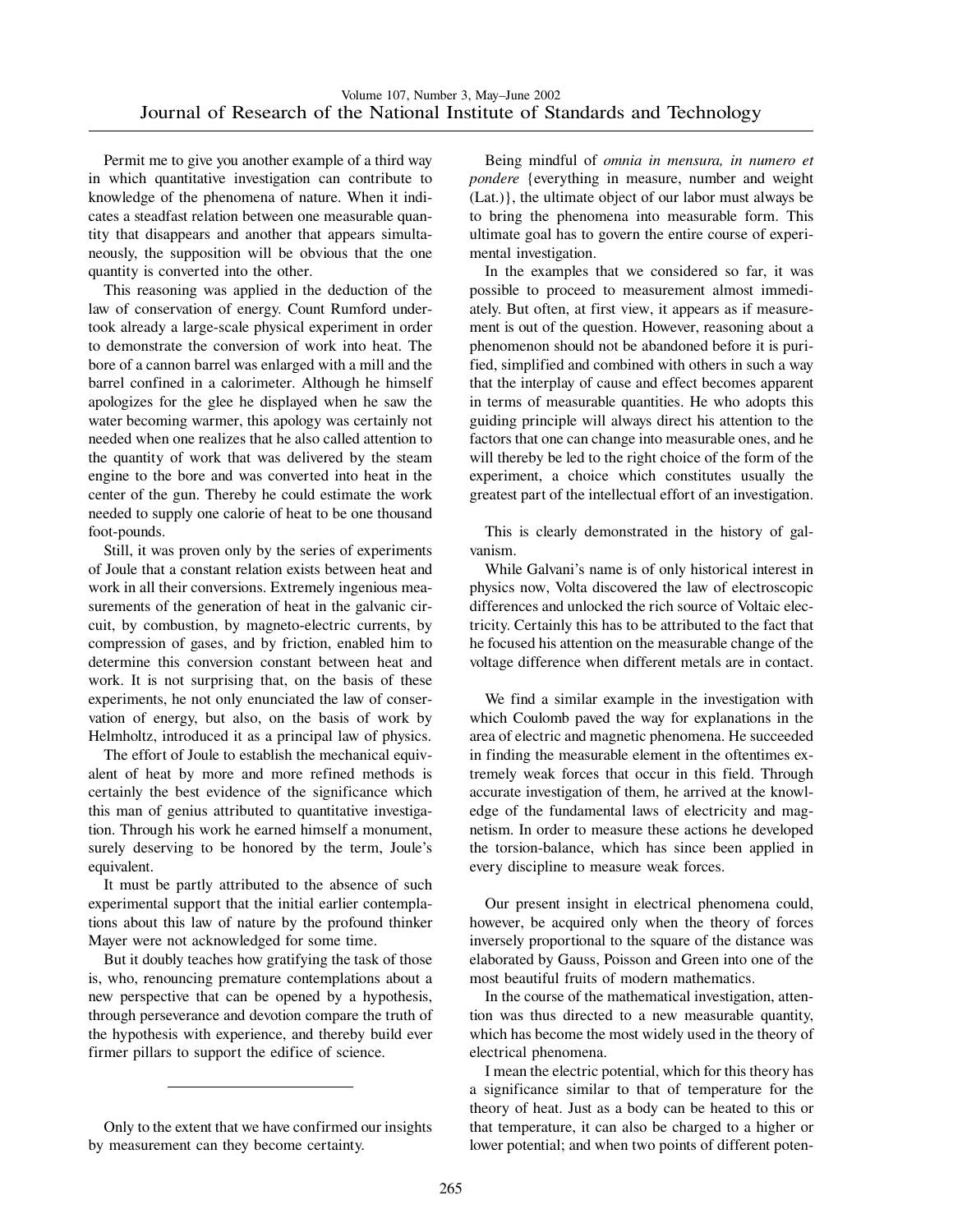Permit me to give you another example of a third way in which quantitative investigation can contribute to knowledge of the phenomena of nature. When it indicates a steadfast relation between one measurable quantity that disappears and another that appears simultaneously, the supposition will be obvious that the one quantity is converted into the other.

This reasoning was applied in the deduction of the law of conservation of energy. Count Rumford undertook already a large-scale physical experiment in order to demonstrate the conversion of work into heat. The bore of a cannon barrel was enlarged with a mill and the barrel confined in a calorimeter. Although he himself apologizes for the glee he displayed when he saw the water becoming warmer, this apology was certainly not needed when one realizes that he also called attention to the quantity of work that was delivered by the steam engine to the bore and was converted into heat in the center of the gun. Thereby he could estimate the work needed to supply one calorie of heat to be one thousand foot-pounds.

Still, it was proven only by the series of experiments of Joule that a constant relation exists between heat and work in all their conversions. Extremely ingenious measurements of the generation of heat in the galvanic circuit, by combustion, by magneto-electric currents, by compression of gases, and by friction, enabled him to determine this conversion constant between heat and work. It is not surprising that, on the basis of these experiments, he not only enunciated the law of conservation of energy, but also, on the basis of work by Helmholtz, introduced it as a principal law of physics.

The effort of Joule to establish the mechanical equivalent of heat by more and more refined methods is certainly the best evidence of the significance which this man of genius attributed to quantitative investigation. Through his work he earned himself a monument, surely deserving to be honored by the term, Joule's equivalent.

It must be partly attributed to the absence of such experimental support that the initial earlier contemplations about this law of nature by the profound thinker Mayer were not acknowledged for some time.

But it doubly teaches how gratifying the task of those is, who, renouncing premature contemplations about a new perspective that can be opened by a hypothesis, through perseverance and devotion compare the truth of the hypothesis with experience, and thereby build ever firmer pillars to support the edifice of science.

---

Only to the extent that we have confirmed our insights by measurement can they become certainty.

Being mindful of *omnia in mensura, in numero et pondere* {everything in measure, number and weight (Lat.)}, the ultimate object of our labor must always be to bring the phenomena into measurable form. This ultimate goal has to govern the entire course of experimental investigation.

In the examples that we considered so far, it was possible to proceed to measurement almost immediately. But often, at first view, it appears as if measurement is out of the question. However, reasoning about a phenomenon should not be abandoned before it is purified, simplified and combined with others in such a way that the interplay of cause and effect becomes apparent in terms of measurable quantities. He who adopts this guiding principle will always direct his attention to the factors that one can change into measurable ones, and he will thereby be led to the right choice of the form of the experiment, a choice which constitutes usually the greatest part of the intellectual effort of an investigation.

This is clearly demonstrated in the history of galvanism.

While Galvani's name is of only historical interest in physics now, Volta discovered the law of electroscopic differences and unlocked the rich source of Voltaic electricity. Certainly this has to be attributed to the fact that he focused his attention on the measurable change of the voltage difference when different metals are in contact.

We find a similar example in the investigation with which Coulomb paved the way for explanations in the area of electric and magnetic phenomena. He succeeded in finding the measurable element in the oftentimes extremely weak forces that occur in this field. Through accurate investigation of them, he arrived at the knowledge of the fundamental laws of electricity and magnetism. In order to measure these actions he developed the torsion-balance, which has since been applied in every discipline to measure weak forces.

Our present insight in electrical phenomena could, however, be acquired only when the theory of forces inversely proportional to the square of the distance was elaborated by Gauss, Poisson and Green into one of the most beautiful fruits of modern mathematics.

In the course of the mathematical investigation, attention was thus directed to a new measurable quantity, which has become the most widely used in the theory of electrical phenomena.

I mean the electric potential, which for this theory has a significance similar to that of temperature for the theory of heat. Just as a body can be heated to this or that temperature, it can also be charged to a higher or lower potential; and when two points of different poten-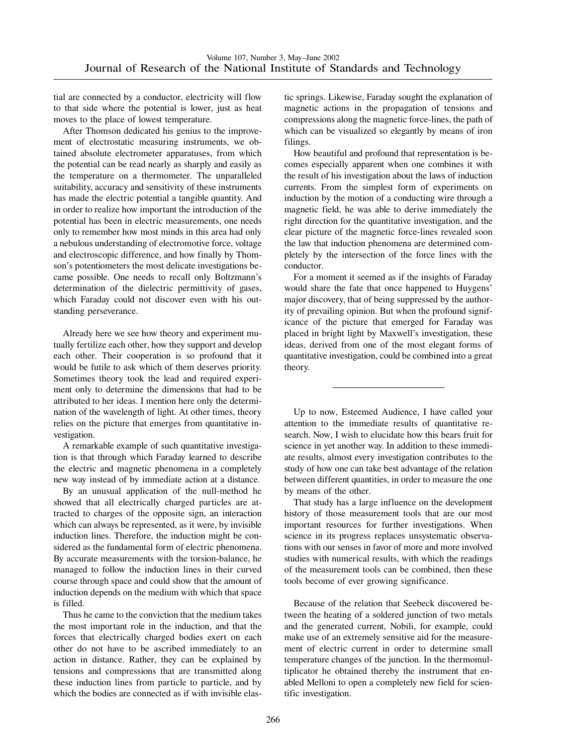tial are connected by a conductor, electricity will flow to that side where the potential is lower, just as heat moves to the place of lowest temperature.

After Thomson dedicated his genius to the improvement of electrostatic measuring instruments, we obtained absolute electrometer apparatuses, from which the potential can be read nearly as sharply and easily as the temperature on a thermometer. The unparalleled suitability, accuracy and sensitivity of these instruments has made the electric potential a tangible quantity. And in order to realize how important the introduction of the potential has been in electric measurements, one needs only to remember how most minds in this area had only a nebulous understanding of electromotive force, voltage and electroscopic difference, and how finally by Thomson's potentiometers the most delicate investigations became possible. One needs to recall only Boltzmann's determination of the dielectric permittivity of gases, which Faraday could not discover even with his outstanding perseverance.

Already here we see how theory and experiment mutually fertilize each other, how they support and develop each other. Their cooperation is so profound that it would be futile to ask which of them deserves priority. Sometimes theory took the lead and required experiment only to determine the dimensions that had to be attributed to her ideas. I mention here only the determination of the wavelength of light. At other times, theory relies on the picture that emerges from quantitative investigation.

A remarkable example of such quantitative investigation is that through which Faraday learned to describe the electric and magnetic phenomena in a completely new way instead of by immediate action at a distance.

By an unusual application of the null-method he showed that all electrically charged particles are attracted to charges of the opposite sign, an interaction which can always be represented, as it were, by invisible induction lines. Therefore, the induction might be considered as the fundamental form of electric phenomena. By accurate measurements with the torsion-balance, he managed to follow the induction lines in their curved course through space and could show that the amount of induction depends on the medium with which that space is filled.

Thus he came to the conviction that the medium takes the most important role in the induction, and that the forces that electrically charged bodies exert on each other do not have to be ascribed immediately to an action in distance. Rather, they can be explained by tensions and compressions that are transmitted along these induction lines from particle to particle, and by which the bodies are connected as if with invisible elastic springs. Likewise, Faraday sought the explanation of magnetic actions in the propagation of tensions and compressions along the magnetic force-lines, the path of which can be visualized so elegantly by means of iron filings.

How beautiful and profound that representation is becomes especially apparent when one combines it with the result of his investigation about the laws of induction currents. From the simplest form of experiments on induction by the motion of a conducting wire through a magnetic field, he was able to derive immediately the right direction for the quantitative investigation, and the clear picture of the magnetic force-lines revealed soon the law that induction phenomena are determined completely by the intersection of the force lines with the conductor.

For a moment it seemed as if the insights of Faraday would share the fate that once happened to Huygens' major discovery, that of being suppressed by the authority of prevailing opinion. But when the profound significance of the picture that emerged for Faraday was placed in bright light by Maxwell's investigation, these ideas, derived from one of the most elegant forms of quantitative investigation, could be combined into a great theory.

---

Up to now, Esteemed Audience, I have called your attention to the immediate results of quantitative research. Now, I wish to elucidate how this bears fruit for science in yet another way. In addition to these immediate results, almost every investigation contributes to the study of how one can take best advantage of the relation between different quantities, in order to measure the one by means of the other.

That study has a large influence on the development history of those measurement tools that are our most important resources for further investigations. When science in its progress replaces unsystematic observations with our senses in favor of more and more involved studies with numerical results, with which the readings of the measurement tools can be combined, then these tools become of ever growing significance.

Because of the relation that Seebeck discovered between the heating of a soldered junction of two metals and the generated current, Nobili, for example, could make use of an extremely sensitive aid for the measurement of electric current in order to determine small temperature changes of the junction. In the thermomultiplicator he obtained thereby the instrument that enabled Melloni to open a completely new field for scientific investigation.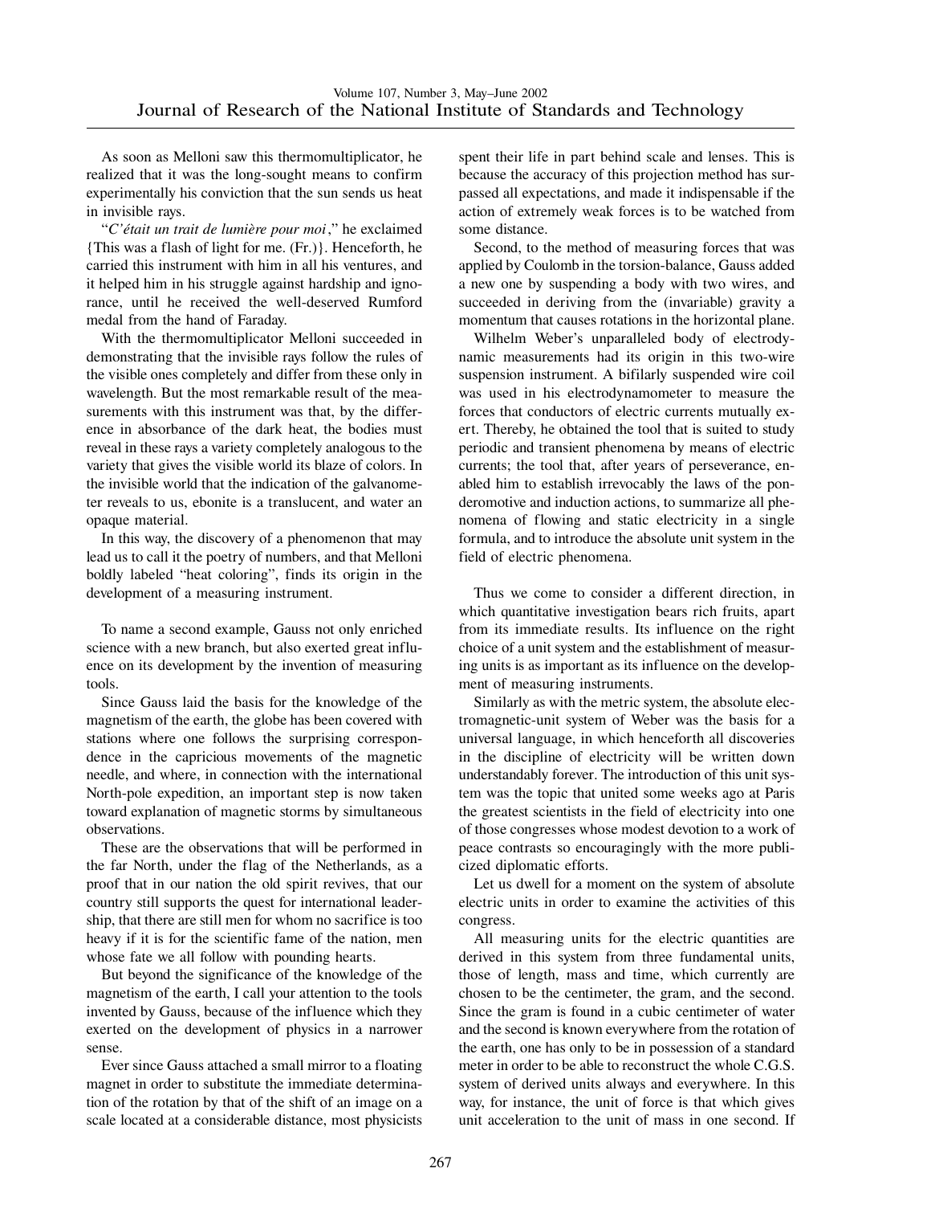As soon as Melloni saw this thermomultiplicator, he realized that it was the long-sought means to confirm experimentally his conviction that the sun sends us heat in invisible rays.

"*C'était un trait de lumière pour moi*," he exclaimed {This was a flash of light for me. (Fr.)}. Henceforth, he carried this instrument with him in all his ventures, and it helped him in his struggle against hardship and ignorance, until he received the well-deserved Rumford medal from the hand of Faraday.

With the thermomultiplicator Melloni succeeded in demonstrating that the invisible rays follow the rules of the visible ones completely and differ from these only in wavelength. But the most remarkable result of the measurements with this instrument was that, by the difference in absorbance of the dark heat, the bodies must reveal in these rays a variety completely analogous to the variety that gives the visible world its blaze of colors. In the invisible world that the indication of the galvanometer reveals to us, ebonite is a translucent, and water an opaque material.

In this way, the discovery of a phenomenon that may lead us to call it the poetry of numbers, and that Melloni boldly labeled "heat coloring", finds its origin in the development of a measuring instrument.

To name a second example, Gauss not only enriched science with a new branch, but also exerted great influence on its development by the invention of measuring tools.

Since Gauss laid the basis for the knowledge of the magnetism of the earth, the globe has been covered with stations where one follows the surprising correspondence in the capricious movements of the magnetic needle, and where, in connection with the international North-pole expedition, an important step is now taken toward explanation of magnetic storms by simultaneous observations.

These are the observations that will be performed in the far North, under the flag of the Netherlands, as a proof that in our nation the old spirit revives, that our country still supports the quest for international leadership, that there are still men for whom no sacrifice is too heavy if it is for the scientific fame of the nation, men whose fate we all follow with pounding hearts.

But beyond the significance of the knowledge of the magnetism of the earth, I call your attention to the tools invented by Gauss, because of the influence which they exerted on the development of physics in a narrower sense.

Ever since Gauss attached a small mirror to a floating magnet in order to substitute the immediate determination of the rotation by that of the shift of an image on a scale located at a considerable distance, most physicists spent their life in part behind scale and lenses. This is because the accuracy of this projection method has surpassed all expectations, and made it indispensable if the action of extremely weak forces is to be watched from some distance.

Second, to the method of measuring forces that was applied by Coulomb in the torsion-balance, Gauss added a new one by suspending a body with two wires, and succeeded in deriving from the (invariable) gravity a momentum that causes rotations in the horizontal plane.

Wilhelm Weber's unparalleled body of electrodynamic measurements had its origin in this two-wire suspension instrument. A bifilarly suspended wire coil was used in his electrodynamometer to measure the forces that conductors of electric currents mutually exert. Thereby, he obtained the tool that is suited to study periodic and transient phenomena by means of electric currents; the tool that, after years of perseverance, enabled him to establish irrevocably the laws of the ponderomotive and induction actions, to summarize all phenomena of flowing and static electricity in a single formula, and to introduce the absolute unit system in the field of electric phenomena.

Thus we come to consider a different direction, in which quantitative investigation bears rich fruits, apart from its immediate results. Its influence on the right choice of a unit system and the establishment of measuring units is as important as its influence on the development of measuring instruments.

Similarly as with the metric system, the absolute electromagnetic-unit system of Weber was the basis for a universal language, in which henceforth all discoveries in the discipline of electricity will be written down understandably forever. The introduction of this unit system was the topic that united some weeks ago at Paris the greatest scientists in the field of electricity into one of those congresses whose modest devotion to a work of peace contrasts so encouragingly with the more publicized diplomatic efforts.

Let us dwell for a moment on the system of absolute electric units in order to examine the activities of this congress.

All measuring units for the electric quantities are derived in this system from three fundamental units, those of length, mass and time, which currently are chosen to be the centimeter, the gram, and the second. Since the gram is found in a cubic centimeter of water and the second is known everywhere from the rotation of the earth, one has only to be in possession of a standard meter in order to be able to reconstruct the whole C.G.S. system of derived units always and everywhere. In this way, for instance, the unit of force is that which gives unit acceleration to the unit of mass in one second. If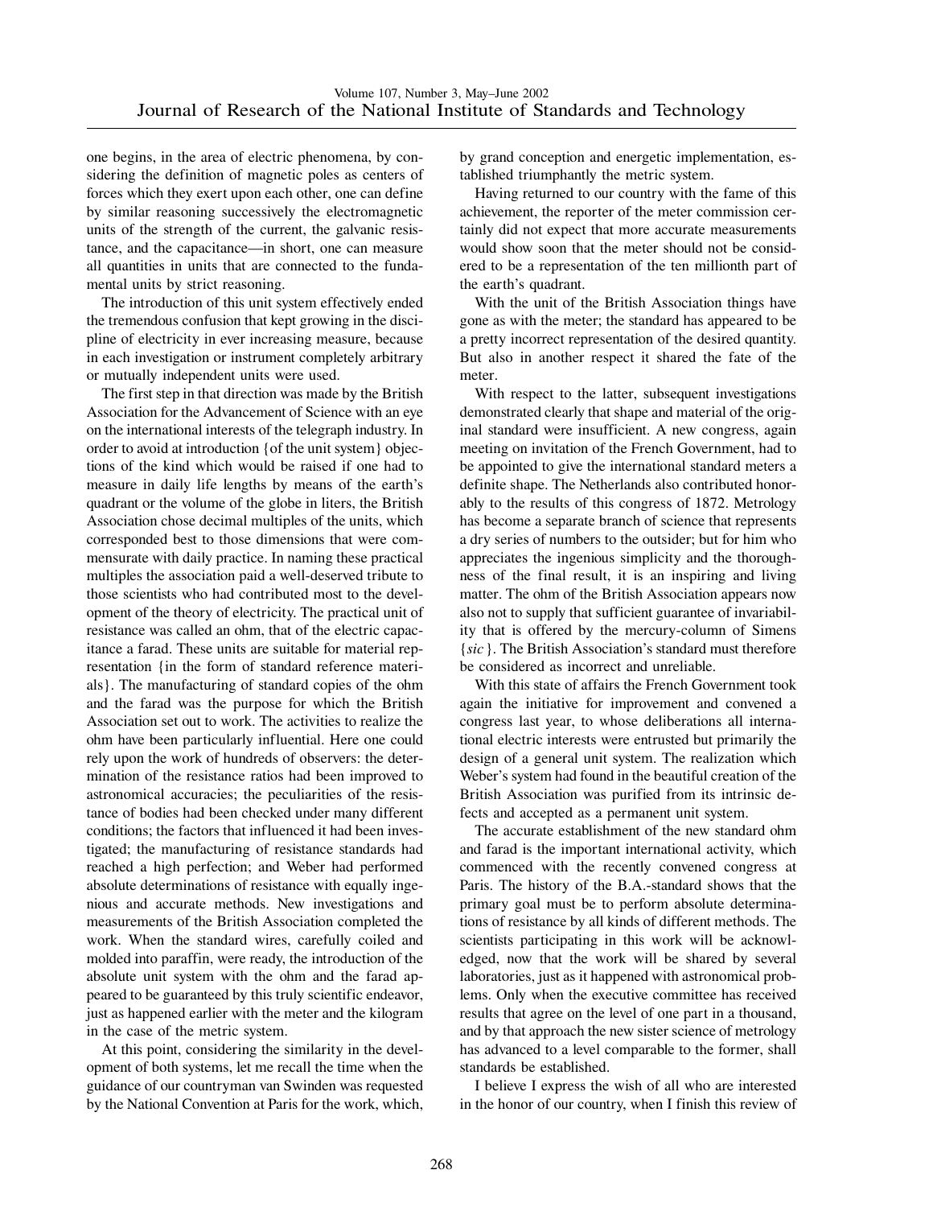one begins, in the area of electric phenomena, by considering the definition of magnetic poles as centers of forces which they exert upon each other, one can define by similar reasoning successively the electromagnetic units of the strength of the current, the galvanic resistance, and the capacitance—in short, one can measure all quantities in units that are connected to the fundamental units by strict reasoning.

The introduction of this unit system effectively ended the tremendous confusion that kept growing in the discipline of electricity in ever increasing measure, because in each investigation or instrument completely arbitrary or mutually independent units were used.

The first step in that direction was made by the British Association for the Advancement of Science with an eye on the international interests of the telegraph industry. In order to avoid at introduction {of the unit system} objections of the kind which would be raised if one had to measure in daily life lengths by means of the earth's quadrant or the volume of the globe in liters, the British Association chose decimal multiples of the units, which corresponded best to those dimensions that were commensurate with daily practice. In naming these practical multiples the association paid a well-deserved tribute to those scientists who had contributed most to the development of the theory of electricity. The practical unit of resistance was called an ohm, that of the electric capacitance a farad. These units are suitable for material representation {in the form of standard reference materials}. The manufacturing of standard copies of the ohm and the farad was the purpose for which the British Association set out to work. The activities to realize the ohm have been particularly influential. Here one could rely upon the work of hundreds of observers: the determination of the resistance ratios had been improved to astronomical accuracies; the peculiarities of the resistance of bodies had been checked under many different conditions; the factors that influenced it had been investigated; the manufacturing of resistance standards had reached a high perfection; and Weber had performed absolute determinations of resistance with equally ingenious and accurate methods. New investigations and measurements of the British Association completed the work. When the standard wires, carefully coiled and molded into paraffin, were ready, the introduction of the absolute unit system with the ohm and the farad appeared to be guaranteed by this truly scientific endeavor, just as happened earlier with the meter and the kilogram in the case of the metric system.

At this point, considering the similarity in the development of both systems, let me recall the time when the guidance of our countryman van Swinden was requested by the National Convention at Paris for the work, which, by grand conception and energetic implementation, established triumphantly the metric system.

Having returned to our country with the fame of this achievement, the reporter of the meter commission certainly did not expect that more accurate measurements would show soon that the meter should not be considered to be a representation of the ten millionth part of the earth's quadrant.

With the unit of the British Association things have gone as with the meter; the standard has appeared to be a pretty incorrect representation of the desired quantity. But also in another respect it shared the fate of the meter.

With respect to the latter, subsequent investigations demonstrated clearly that shape and material of the original standard were insufficient. A new congress, again meeting on invitation of the French Government, had to be appointed to give the international standard meters a definite shape. The Netherlands also contributed honorably to the results of this congress of 1872. Metrology has become a separate branch of science that represents a dry series of numbers to the outsider; but for him who appreciates the ingenious simplicity and the thoroughness of the final result, it is an inspiring and living matter. The ohm of the British Association appears now also not to supply that sufficient guarantee of invariability that is offered by the mercury-column of Simens {*sic*}. The British Association's standard must therefore be considered as incorrect and unreliable.

With this state of affairs the French Government took again the initiative for improvement and convened a congress last year, to whose deliberations all international electric interests were entrusted but primarily the design of a general unit system. The realization which Weber's system had found in the beautiful creation of the British Association was purified from its intrinsic defects and accepted as a permanent unit system.

The accurate establishment of the new standard ohm and farad is the important international activity, which commenced with the recently convened congress at Paris. The history of the B.A.-standard shows that the primary goal must be to perform absolute determinations of resistance by all kinds of different methods. The scientists participating in this work will be acknowledged, now that the work will be shared by several laboratories, just as it happened with astronomical problems. Only when the executive committee has received results that agree on the level of one part in a thousand, and by that approach the new sister science of metrology has advanced to a level comparable to the former, shall standards be established.

I believe I express the wish of all who are interested in the honor of our country, when I finish this review of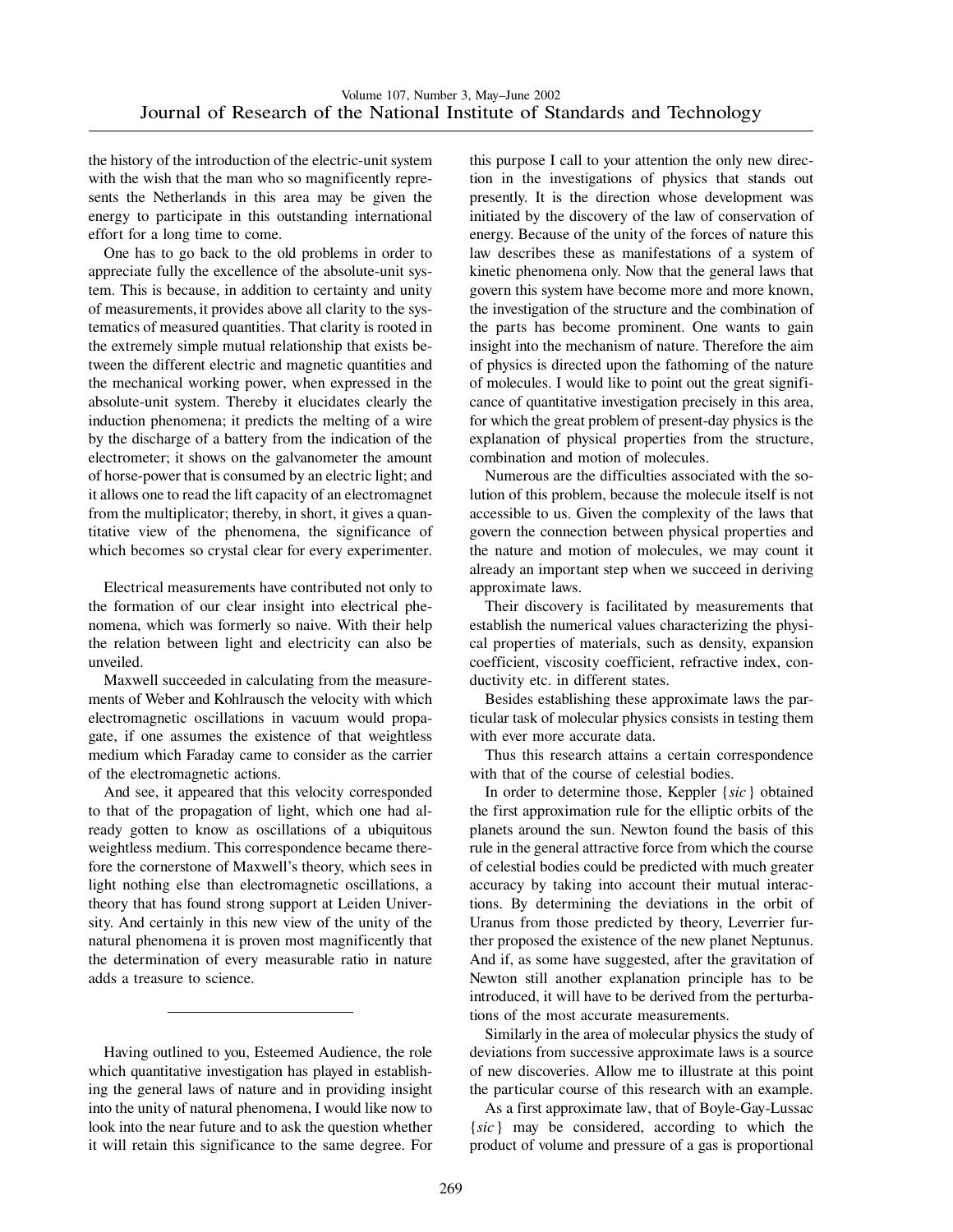the history of the introduction of the electric-unit system with the wish that the man who so magnificently represents the Netherlands in this area may be given the energy to participate in this outstanding international effort for a long time to come.

One has to go back to the old problems in order to appreciate fully the excellence of the absolute-unit system. This is because, in addition to certainty and unity of measurements, it provides above all clarity to the systematics of measured quantities. That clarity is rooted in the extremely simple mutual relationship that exists between the different electric and magnetic quantities and the mechanical working power, when expressed in the absolute-unit system. Thereby it elucidates clearly the induction phenomena; it predicts the melting of a wire by the discharge of a battery from the indication of the electrometer; it shows on the galvanometer the amount of horse-power that is consumed by an electric light; and it allows one to read the lift capacity of an electromagnet from the multiplicator; thereby, in short, it gives a quantitative view of the phenomena, the significance of which becomes so crystal clear for every experimenter.

Electrical measurements have contributed not only to the formation of our clear insight into electrical phenomena, which was formerly so naive. With their help the relation between light and electricity can also be unveiled.

Maxwell succeeded in calculating from the measurements of Weber and Kohlrausch the velocity with which electromagnetic oscillations in vacuum would propagate, if one assumes the existence of that weightless medium which Faraday came to consider as the carrier of the electromagnetic actions.

And see, it appeared that this velocity corresponded to that of the propagation of light, which one had already gotten to know as oscillations of a ubiquitous weightless medium. This correspondence became therefore the cornerstone of Maxwell's theory, which sees in light nothing else than electromagnetic oscillations, a theory that has found strong support at Leiden University. And certainly in this new view of the unity of the natural phenomena it is proven most magnificently that the determination of every measurable ratio in nature adds a treasure to science.

---

Having outlined to you, Esteemed Audience, the role which quantitative investigation has played in establishing the general laws of nature and in providing insight into the unity of natural phenomena, I would like now to look into the near future and to ask the question whether it will retain this significance to the same degree. For this purpose I call to your attention the only new direction in the investigations of physics that stands out presently. It is the direction whose development was initiated by the discovery of the law of conservation of energy. Because of the unity of the forces of nature this law describes these as manifestations of a system of kinetic phenomena only. Now that the general laws that govern this system have become more and more known, the investigation of the structure and the combination of the parts has become prominent. One wants to gain insight into the mechanism of nature. Therefore the aim of physics is directed upon the fathoming of the nature of molecules. I would like to point out the great significance of quantitative investigation precisely in this area, for which the great problem of present-day physics is the explanation of physical properties from the structure, combination and motion of molecules.

Numerous are the difficulties associated with the solution of this problem, because the molecule itself is not accessible to us. Given the complexity of the laws that govern the connection between physical properties and the nature and motion of molecules, we may count it already an important step when we succeed in deriving approximate laws.

Their discovery is facilitated by measurements that establish the numerical values characterizing the physical properties of materials, such as density, expansion coefficient, viscosity coefficient, refractive index, conductivity etc. in different states.

Besides establishing these approximate laws the particular task of molecular physics consists in testing them with ever more accurate data.

Thus this research attains a certain correspondence with that of the course of celestial bodies.

In order to determine those, Keppler {*sic*} obtained the first approximation rule for the elliptic orbits of the planets around the sun. Newton found the basis of this rule in the general attractive force from which the course of celestial bodies could be predicted with much greater accuracy by taking into account their mutual interactions. By determining the deviations in the orbit of Uranus from those predicted by theory, Leverrier further proposed the existence of the new planet Neptunus. And if, as some have suggested, after the gravitation of Newton still another explanation principle has to be introduced, it will have to be derived from the perturbations of the most accurate measurements.

Similarly in the area of molecular physics the study of deviations from successive approximate laws is a source of new discoveries. Allow me to illustrate at this point the particular course of this research with an example.

As a first approximate law, that of Boyle-Gay-Lussac {*sic*} may be considered, according to which the product of volume and pressure of a gas is proportional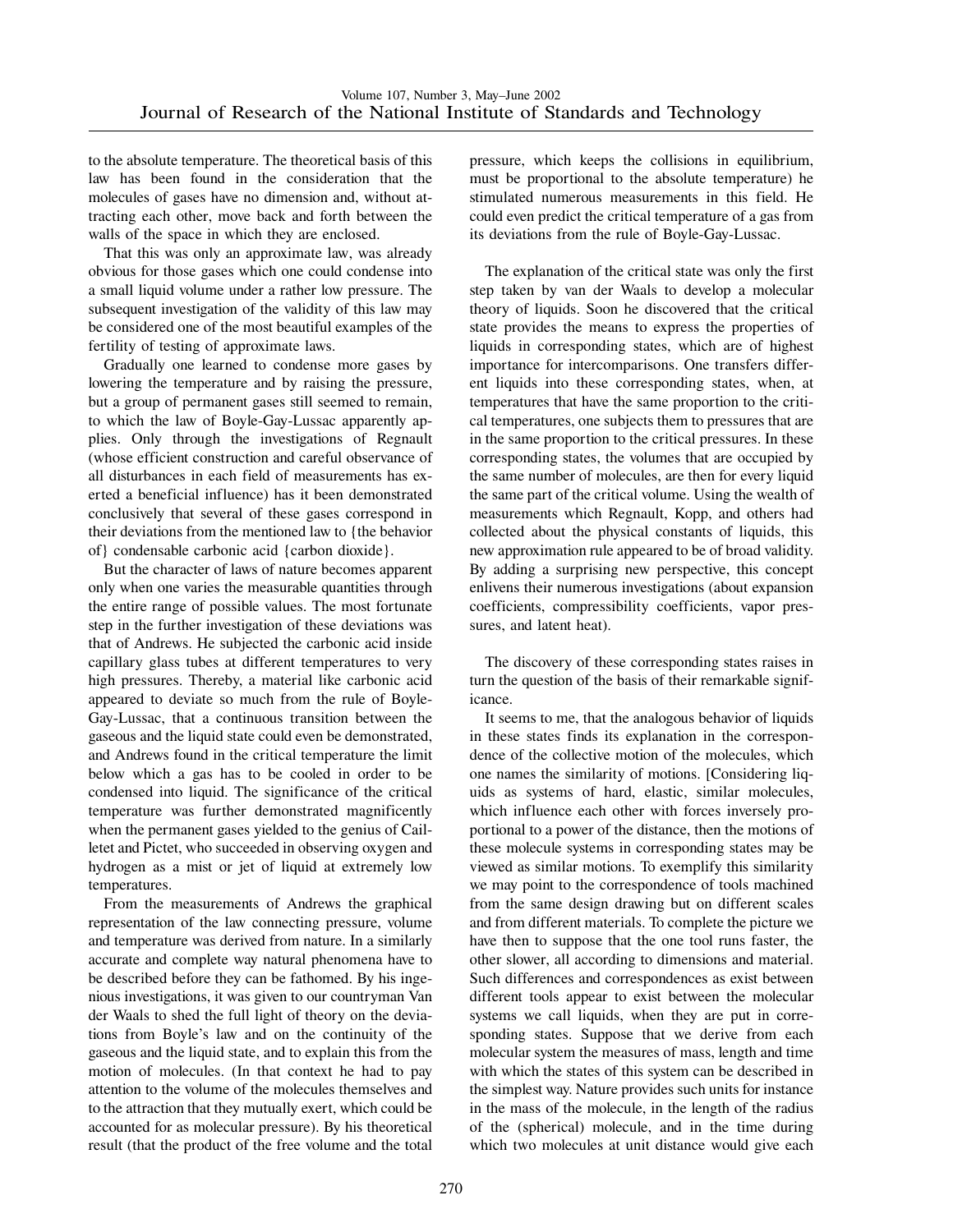to the absolute temperature. The theoretical basis of this law has been found in the consideration that the molecules of gases have no dimension and, without attracting each other, move back and forth between the walls of the space in which they are enclosed.

That this was only an approximate law, was already obvious for those gases which one could condense into a small liquid volume under a rather low pressure. The subsequent investigation of the validity of this law may be considered one of the most beautiful examples of the fertility of testing of approximate laws.

Gradually one learned to condense more gases by lowering the temperature and by raising the pressure, but a group of permanent gases still seemed to remain, to which the law of Boyle-Gay-Lussac apparently applies. Only through the investigations of Regnault (whose efficient construction and careful observance of all disturbances in each field of measurements has exerted a beneficial influence) has it been demonstrated conclusively that several of these gases correspond in their deviations from the mentioned law to {the behavior of} condensable carbonic acid {carbon dioxide}.

But the character of laws of nature becomes apparent only when one varies the measurable quantities through the entire range of possible values. The most fortunate step in the further investigation of these deviations was that of Andrews. He subjected the carbonic acid inside capillary glass tubes at different temperatures to very high pressures. Thereby, a material like carbonic acid appeared to deviate so much from the rule of Boyle-Gay-Lussac, that a continuous transition between the gaseous and the liquid state could even be demonstrated, and Andrews found in the critical temperature the limit below which a gas has to be cooled in order to be condensed into liquid. The significance of the critical temperature was further demonstrated magnificently when the permanent gases yielded to the genius of Cailletet and Pictet, who succeeded in observing oxygen and hydrogen as a mist or jet of liquid at extremely low temperatures.

From the measurements of Andrews the graphical representation of the law connecting pressure, volume and temperature was derived from nature. In a similarly accurate and complete way natural phenomena have to be described before they can be fathomed. By his ingenious investigations, it was given to our countryman Van der Waals to shed the full light of theory on the deviations from Boyle's law and on the continuity of the gaseous and the liquid state, and to explain this from the motion of molecules. (In that context he had to pay attention to the volume of the molecules themselves and to the attraction that they mutually exert, which could be accounted for as molecular pressure). By his theoretical result (that the product of the free volume and the total pressure, which keeps the collisions in equilibrium, must be proportional to the absolute temperature) he stimulated numerous measurements in this field. He could even predict the critical temperature of a gas from its deviations from the rule of Boyle-Gay-Lussac.

The explanation of the critical state was only the first step taken by van der Waals to develop a molecular theory of liquids. Soon he discovered that the critical state provides the means to express the properties of liquids in corresponding states, which are of highest importance for intercomparisons. One transfers different liquids into these corresponding states, when, at temperatures that have the same proportion to the critical temperatures, one subjects them to pressures that are in the same proportion to the critical pressures. In these corresponding states, the volumes that are occupied by the same number of molecules, are then for every liquid the same part of the critical volume. Using the wealth of measurements which Regnault, Kopp, and others had collected about the physical constants of liquids, this new approximation rule appeared to be of broad validity. By adding a surprising new perspective, this concept enlivens their numerous investigations (about expansion coefficients, compressibility coefficients, vapor pressures, and latent heat).

The discovery of these corresponding states raises in turn the question of the basis of their remarkable significance.

It seems to me, that the analogous behavior of liquids in these states finds its explanation in the correspondence of the collective motion of the molecules, which one names the similarity of motions. [Considering liquids as systems of hard, elastic, similar molecules, which influence each other with forces inversely proportional to a power of the distance, then the motions of these molecule systems in corresponding states may be viewed as similar motions. To exemplify this similarity we may point to the correspondence of tools machined from the same design drawing but on different scales and from different materials. To complete the picture we have then to suppose that the one tool runs faster, the other slower, all according to dimensions and material. Such differences and correspondences as exist between different tools appear to exist between the molecular systems we call liquids, when they are put in corresponding states. Suppose that we derive from each molecular system the measures of mass, length and time with which the states of this system can be described in the simplest way. Nature provides such units for instance in the mass of the molecule, in the length of the radius of the (spherical) molecule, and in the time during which two molecules at unit distance would give each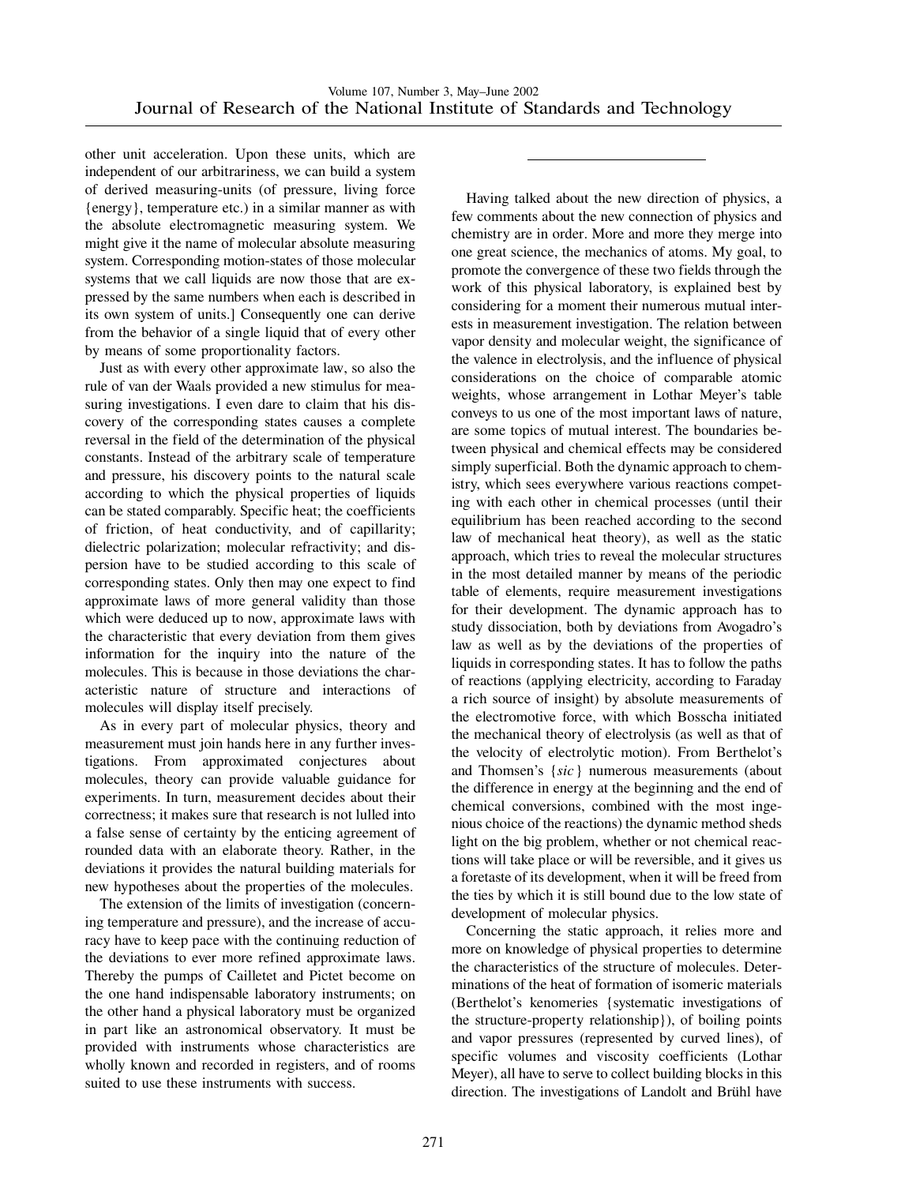other unit acceleration. Upon these units, which are independent of our arbitrariness, we can build a system of derived measuring-units (of pressure, living force {energy}, temperature etc.) in a similar manner as with the absolute electromagnetic measuring system. We might give it the name of molecular absolute measuring system. Corresponding motion-states of those molecular systems that we call liquids are now those that are expressed by the same numbers when each is described in its own system of units.] Consequently one can derive from the behavior of a single liquid that of every other by means of some proportionality factors.

Just as with every other approximate law, so also the rule of van der Waals provided a new stimulus for measuring investigations. I even dare to claim that his discovery of the corresponding states causes a complete reversal in the field of the determination of the physical constants. Instead of the arbitrary scale of temperature and pressure, his discovery points to the natural scale according to which the physical properties of liquids can be stated comparably. Specific heat; the coefficients of friction, of heat conductivity, and of capillarity; dielectric polarization; molecular refractivity; and dispersion have to be studied according to this scale of corresponding states. Only then may one expect to find approximate laws of more general validity than those which were deduced up to now, approximate laws with the characteristic that every deviation from them gives information for the inquiry into the nature of the molecules. This is because in those deviations the characteristic nature of structure and interactions of molecules will display itself precisely.

As in every part of molecular physics, theory and measurement must join hands here in any further investigations. From approximated conjectures about molecules, theory can provide valuable guidance for experiments. In turn, measurement decides about their correctness; it makes sure that research is not lulled into a false sense of certainty by the enticing agreement of rounded data with an elaborate theory. Rather, in the deviations it provides the natural building materials for new hypotheses about the properties of the molecules.

The extension of the limits of investigation (concerning temperature and pressure), and the increase of accuracy have to keep pace with the continuing reduction of the deviations to ever more refined approximate laws. Thereby the pumps of Cailletet and Pictet become on the one hand indispensable laboratory instruments; on the other hand a physical laboratory must be organized in part like an astronomical observatory. It must be provided with instruments whose characteristics are wholly known and recorded in registers, and of rooms suited to use these instruments with success.

---

Having talked about the new direction of physics, a few comments about the new connection of physics and chemistry are in order. More and more they merge into one great science, the mechanics of atoms. My goal, to promote the convergence of these two fields through the work of this physical laboratory, is explained best by considering for a moment their numerous mutual interests in measurement investigation. The relation between vapor density and molecular weight, the significance of the valence in electrolysis, and the influence of physical considerations on the choice of comparable atomic weights, whose arrangement in Lothar Meyer's table conveys to us one of the most important laws of nature, are some topics of mutual interest. The boundaries between physical and chemical effects may be considered simply superficial. Both the dynamic approach to chemistry, which sees everywhere various reactions competing with each other in chemical processes (until their equilibrium has been reached according to the second law of mechanical heat theory), as well as the static approach, which tries to reveal the molecular structures in the most detailed manner by means of the periodic table of elements, require measurement investigations for their development. The dynamic approach has to study dissociation, both by deviations from Avogadro's law as well as by the deviations of the properties of liquids in corresponding states. It has to follow the paths of reactions (applying electricity, according to Faraday a rich source of insight) by absolute measurements of the electromotive force, with which Bosscha initiated the mechanical theory of electrolysis (as well as that of the velocity of electrolytic motion). From Berthelot's and Thomsen's {*sic*} numerous measurements (about the difference in energy at the beginning and the end of chemical conversions, combined with the most ingenious choice of the reactions) the dynamic method sheds light on the big problem, whether or not chemical reactions will take place or will be reversible, and it gives us a foretaste of its development, when it will be freed from the ties by which it is still bound due to the low state of development of molecular physics.

Concerning the static approach, it relies more and more on knowledge of physical properties to determine the characteristics of the structure of molecules. Determinations of the heat of formation of isomeric materials (Berthelot's kenomeries {systematic investigations of the structure-property relationship}), of boiling points and vapor pressures (represented by curved lines), of specific volumes and viscosity coefficients (Lothar Meyer), all have to serve to collect building blocks in this direction. The investigations of Landolt and Brühl have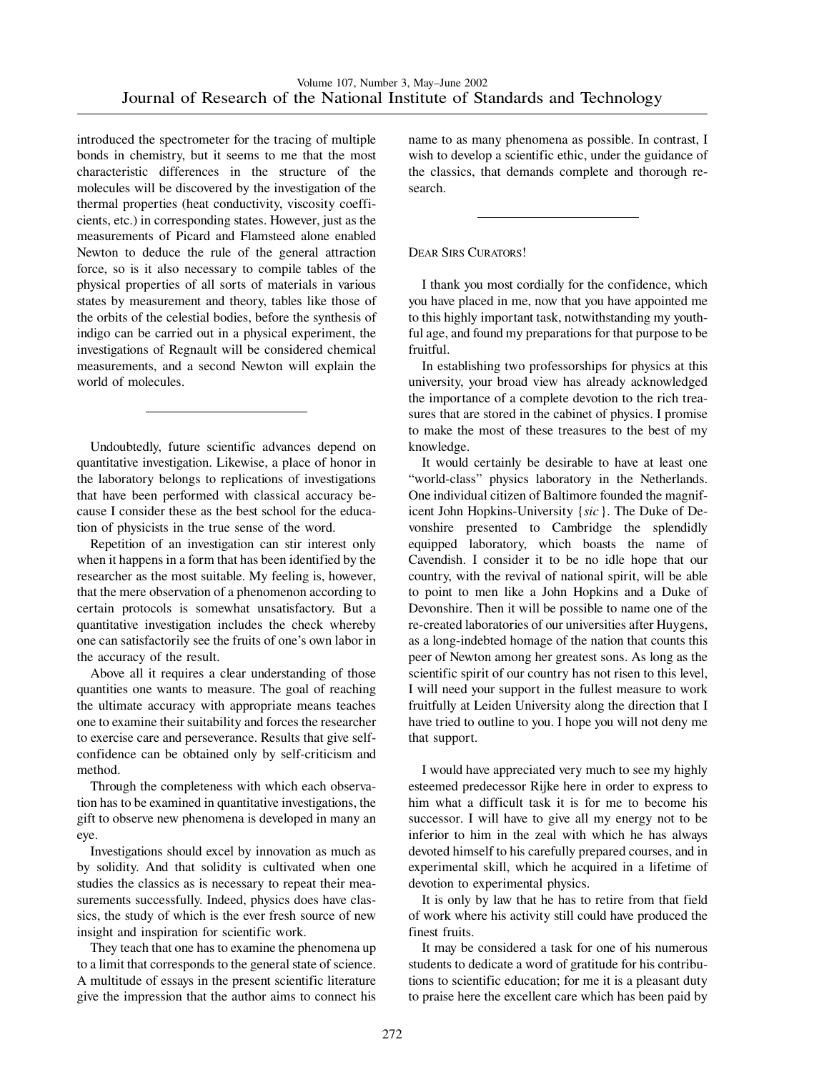introduced the spectrometer for the tracing of multiple bonds in chemistry, but it seems to me that the most characteristic differences in the structure of the molecules will be discovered by the investigation of the thermal properties (heat conductivity, viscosity coefficients, etc.) in corresponding states. However, just as the measurements of Picard and Flamsteed alone enabled Newton to deduce the rule of the general attraction force, so is it also necessary to compile tables of the physical properties of all sorts of materials in various states by measurement and theory, tables like those of the orbits of the celestial bodies, before the synthesis of indigo can be carried out in a physical experiment, the investigations of Regnault will be considered chemical measurements, and a second Newton will explain the world of molecules.

---

Undoubtedly, future scientific advances depend on quantitative investigation. Likewise, a place of honor in the laboratory belongs to replications of investigations that have been performed with classical accuracy because I consider these as the best school for the education of physicists in the true sense of the word.

Repetition of an investigation can stir interest only when it happens in a form that has been identified by the researcher as the most suitable. My feeling is, however, that the mere observation of a phenomenon according to certain protocols is somewhat unsatisfactory. But a quantitative investigation includes the check whereby one can satisfactorily see the fruits of one's own labor in the accuracy of the result.

Above all it requires a clear understanding of those quantities one wants to measure. The goal of reaching the ultimate accuracy with appropriate means teaches one to examine their suitability and forces the researcher to exercise care and perseverance. Results that give self-confidence can be obtained only by self-criticism and method.

Through the completeness with which each observation has to be examined in quantitative investigations, the gift to observe new phenomena is developed in many an eye.

Investigations should excel by innovation as much as by solidity. And that solidity is cultivated when one studies the classics as is necessary to repeat their measurements successfully. Indeed, physics does have classics, the study of which is the ever fresh source of new insight and inspiration for scientific work.

They teach that one has to examine the phenomena up to a limit that corresponds to the general state of science. A multitude of essays in the present scientific literature give the impression that the author aims to connect his name to as many phenomena as possible. In contrast, I wish to develop a scientific ethic, under the guidance of the classics, that demands complete and thorough research.

---

DEAR SIRS CURATORS!

I thank you most cordially for the confidence, which you have placed in me, now that you have appointed me to this highly important task, notwithstanding my youthful age, and found my preparations for that purpose to be fruitful.

In establishing two professorships for physics at this university, your broad view has already acknowledged the importance of a complete devotion to the rich treasures that are stored in the cabinet of physics. I promise to make the most of these treasures to the best of my knowledge.

It would certainly be desirable to have at least one "world-class" physics laboratory in the Netherlands. One individual citizen of Baltimore founded the magnificent John Hopkins-University {*sic*}. The Duke of Devonshire presented to Cambridge the splendidly equipped laboratory, which boasts the name of Cavendish. I consider it to be no idle hope that our country, with the revival of national spirit, will be able to point to men like a John Hopkins and a Duke of Devonshire. Then it will be possible to name one of the re-created laboratories of our universities after Huygens, as a long-indebted homage of the nation that counts this peer of Newton among her greatest sons. As long as the scientific spirit of our country has not risen to this level, I will need your support in the fullest measure to work fruitfully at Leiden University along the direction that I have tried to outline to you. I hope you will not deny me that support.

I would have appreciated very much to see my highly esteemed predecessor Rijke here in order to express to him what a difficult task it is for me to become his successor. I will have to give all my energy not to be inferior to him in the zeal with which he has always devoted himself to his carefully prepared courses, and in experimental skill, which he acquired in a lifetime of devotion to experimental physics.

It is only by law that he has to retire from that field of work where his activity still could have produced the finest fruits.

It may be considered a task for one of his numerous students to dedicate a word of gratitude for his contributions to scientific education; for me it is a pleasant duty to praise here the excellent care which has been paid by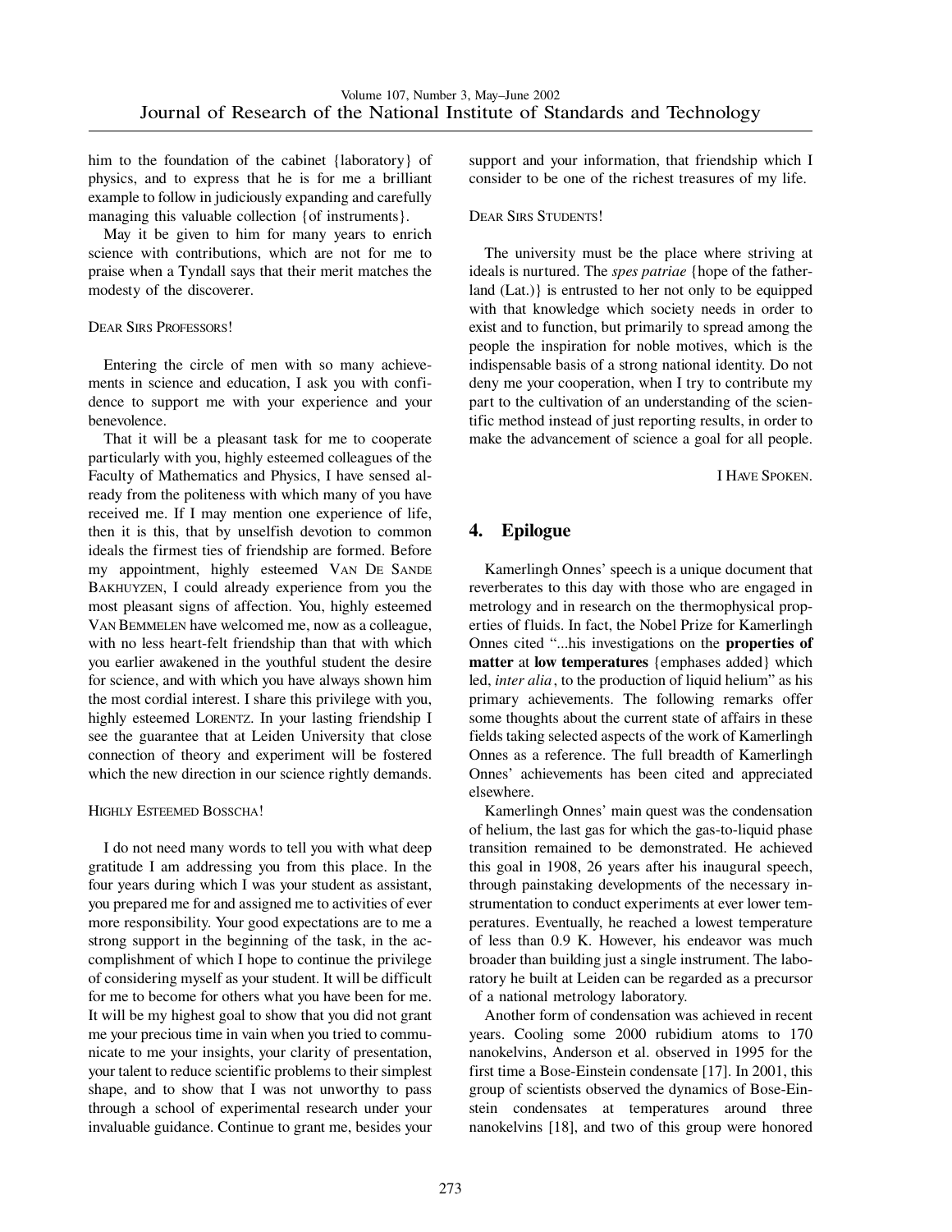him to the foundation of the cabinet {laboratory} of physics, and to express that he is for me a brilliant example to follow in judiciously expanding and carefully managing this valuable collection {of instruments}.

May it be given to him for many years to enrich science with contributions, which are not for me to praise when a Tyndall says that their merit matches the modesty of the discoverer.

DEAR SIRS PROFESSORS!

Entering the circle of men with so many achievements in science and education, I ask you with confidence to support me with your experience and your benevolence.

That it will be a pleasant task for me to cooperate particularly with you, highly esteemed colleagues of the Faculty of Mathematics and Physics, I have sensed already from the politeness with which many of you have received me. If I may mention one experience of life, then it is this, that by unselfish devotion to common ideals the firmest ties of friendship are formed. Before my appointment, highly esteemed VAN DE SANDE BAKHUYZEN, I could already experience from you the most pleasant signs of affection. You, highly esteemed VAN BEMMELEN have welcomed me, now as a colleague, with no less heart-felt friendship than that with which you earlier awakened in the youthful student the desire for science, and with which you have always shown him the most cordial interest. I share this privilege with you, highly esteemed LORENTZ. In your lasting friendship I see the guarantee that at Leiden University that close connection of theory and experiment will be fostered which the new direction in our science rightly demands.

HIGHLY ESTEEMED BOSSCHA!

I do not need many words to tell you with what deep gratitude I am addressing you from this place. In the four years during which I was your student as assistant, you prepared me for and assigned me to activities of ever more responsibility. Your good expectations are to me a strong support in the beginning of the task, in the accomplishment of which I hope to continue the privilege of considering myself as your student. It will be difficult for me to become for others what you have been for me. It will be my highest goal to show that you did not grant me your precious time in vain when you tried to communicate to me your insights, your clarity of presentation, your talent to reduce scientific problems to their simplest shape, and to show that I was not unworthy to pass through a school of experimental research under your invaluable guidance. Continue to grant me, besides your support and your information, that friendship which I consider to be one of the richest treasures of my life.

DEAR SIRS STUDENTS!

The university must be the place where striving at ideals is nurtured. The *spes patriae* {hope of the fatherland (Lat.)} is entrusted to her not only to be equipped with that knowledge which society needs in order to exist and to function, but primarily to spread among the people the inspiration for noble motives, which is the indispensable basis of a strong national identity. Do not deny me your cooperation, when I try to contribute my part to the cultivation of an understanding of the scientific method instead of just reporting results, in order to make the advancement of science a goal for all people.

I HAVE SPOKEN.

## 4. Epilogue

Kamerlingh Onnes' speech is a unique document that reverberates to this day with those who are engaged in metrology and in research on the thermophysical properties of fluids. In fact, the Nobel Prize for Kamerlingh Onnes cited "...his investigations on the **properties of matter** at **low temperatures** {emphases added} which led, *inter alia*, to the production of liquid helium" as his primary achievements. The following remarks offer some thoughts about the current state of affairs in these fields taking selected aspects of the work of Kamerlingh Onnes as a reference. The full breadth of Kamerlingh Onnes' achievements has been cited and appreciated elsewhere.

Kamerlingh Onnes' main quest was the condensation of helium, the last gas for which the gas-to-liquid phase transition remained to be demonstrated. He achieved this goal in 1908, 26 years after his inaugural speech, through painstaking developments of the necessary instrumentation to conduct experiments at ever lower temperatures. Eventually, he reached a lowest temperature of less than 0.9 K. However, his endeavor was much broader than building just a single instrument. The laboratory he built at Leiden can be regarded as a precursor of a national metrology laboratory.

Another form of condensation was achieved in recent years. Cooling some 2000 rubidium atoms to 170 nanokelvins, Anderson et al. observed in 1995 for the first time a Bose-Einstein condensate [17]. In 2001, this group of scientists observed the dynamics of Bose-Einstein condensates at temperatures around three nanokelvins [18], and two of this group were honored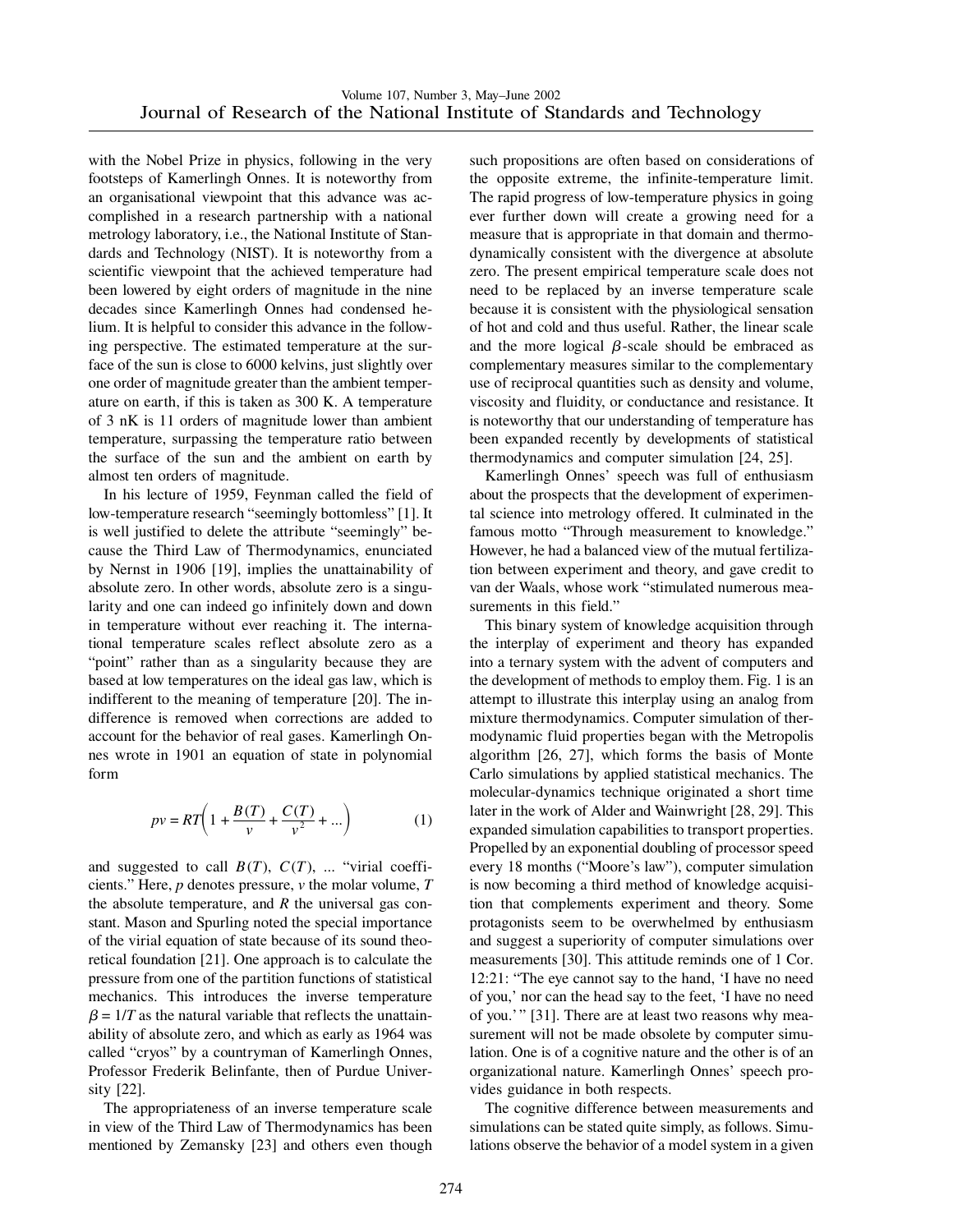with the Nobel Prize in physics, following in the very footsteps of Kamerlingh Onnes. It is noteworthy from an organisational viewpoint that this advance was accomplished in a research partnership with a national metrology laboratory, i.e., the National Institute of Standards and Technology (NIST). It is noteworthy from a scientific viewpoint that the achieved temperature had been lowered by eight orders of magnitude in the nine decades since Kamerlingh Onnes had condensed helium. It is helpful to consider this advance in the following perspective. The estimated temperature at the surface of the sun is close to 6000 kelvins, just slightly over one order of magnitude greater than the ambient temperature on earth, if this is taken as 300 K. A temperature of 3 nK is 11 orders of magnitude lower than ambient temperature, surpassing the temperature ratio between the surface of the sun and the ambient on earth by almost ten orders of magnitude.

In his lecture of 1959, Feynman called the field of low-temperature research "seemingly bottomless" [1]. It is well justified to delete the attribute "seemingly" because the Third Law of Thermodynamics, enunciated by Nernst in 1906 [19], implies the unattainability of absolute zero. In other words, absolute zero is a singularity and one can indeed go infinitely down and down in temperature without ever reaching it. The international temperature scales reflect absolute zero as a "point" rather than as a singularity because they are based at low temperatures on the ideal gas law, which is indifferent to the meaning of temperature [20]. The indifference is removed when corrections are added to account for the behavior of real gases. Kamerlingh Onnes wrote in 1901 an equation of state in polynomial form

$$pv = RT\left(1 + \frac{B(T)}{v} + \frac{C(T)}{v^2} + ...\right) \tag{1}$$

and suggested to call $B(T)$, $C(T)$, ... "virial coefficients." Here, $p$ denotes pressure, $v$ the molar volume, $T$ the absolute temperature, and $R$ the universal gas constant. Mason and Spurling noted the special importance of the virial equation of state because of its sound theoretical foundation [21]. One approach is to calculate the pressure from one of the partition functions of statistical mechanics. This introduces the inverse temperature $\beta = 1/T$ as the natural variable that reflects the unattainability of absolute zero, and which as early as 1964 was called "cryos" by a countryman of Kamerlingh Onnes, Professor Frederik Belinfante, then of Purdue University [22].

The appropriateness of an inverse temperature scale in view of the Third Law of Thermodynamics has been mentioned by Zemansky [23] and others even though such propositions are often based on considerations of the opposite extreme, the infinite-temperature limit. The rapid progress of low-temperature physics in going ever further down will create a growing need for a measure that is appropriate in that domain and thermodynamically consistent with the divergence at absolute zero. The present empirical temperature scale does not need to be replaced by an inverse temperature scale because it is consistent with the physiological sensation of hot and cold and thus useful. Rather, the linear scale and the more logical $\beta$-scale should be embraced as complementary measures similar to the complementary use of reciprocal quantities such as density and volume, viscosity and fluidity, or conductance and resistance. It is noteworthy that our understanding of temperature has been expanded recently by developments of statistical thermodynamics and computer simulation [24, 25].

Kamerlingh Onnes' speech was full of enthusiasm about the prospects that the development of experimental science into metrology offered. It culminated in the famous motto "Through measurement to knowledge." However, he had a balanced view of the mutual fertilization between experiment and theory, and gave credit to van der Waals, whose work "stimulated numerous measurements in this field."

This binary system of knowledge acquisition through the interplay of experiment and theory has expanded into a ternary system with the advent of computers and the development of methods to employ them. Fig. 1 is an attempt to illustrate this interplay using an analog from mixture thermodynamics. Computer simulation of thermodynamic fluid properties began with the Metropolis algorithm [26, 27], which forms the basis of Monte Carlo simulations by applied statistical mechanics. The molecular-dynamics technique originated a short time later in the work of Alder and Wainwright [28, 29]. This expanded simulation capabilities to transport properties. Propelled by an exponential doubling of processor speed every 18 months ("Moore's law"), computer simulation is now becoming a third method of knowledge acquisition that complements experiment and theory. Some protagonists seem to be overwhelmed by enthusiasm and suggest a superiority of computer simulations over measurements [30]. This attitude reminds one of 1 Cor. 12:21: "The eye cannot say to the hand, 'I have no need of you,' nor can the head say to the feet, 'I have no need of you.'" [31]. There are at least two reasons why measurement will not be made obsolete by computer simulation. One is of a cognitive nature and the other is of an organizational nature. Kamerlingh Onnes' speech provides guidance in both respects.

The cognitive difference between measurements and simulations can be stated quite simply, as follows. Simulations observe the behavior of a model system in a given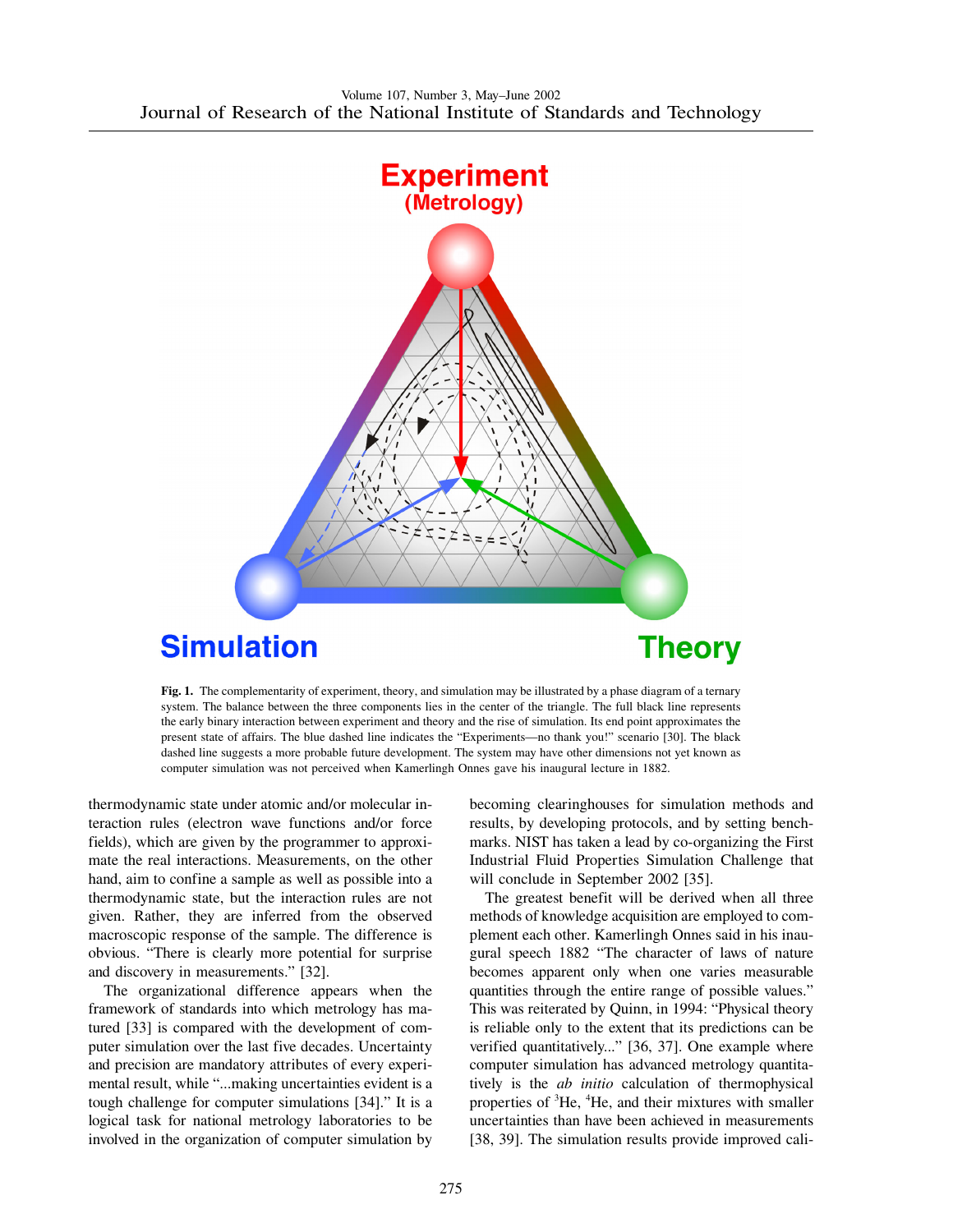**Fig. 1.** The complementarity of experiment, theory, and simulation may be illustrated by a phase diagram of a ternary system. The balance between the three components lies in the center of the triangle. The full black line represents the early binary interaction between experiment and theory and the rise of simulation. Its end point approximates the present state of affairs. The blue dashed line indicates the "Experiments—no thank you!" scenario [30]. The black dashed line suggests a more probable future development. The system may have other dimensions not yet known as computer simulation was not perceived when Kamerlingh Onnes gave his inaugural lecture in 1882.

thermodynamic state under atomic and/or molecular interaction rules (electron wave functions and/or force fields), which are given by the programmer to approximate the real interactions. Measurements, on the other hand, aim to confine a sample as well as possible into a thermodynamic state, but the interaction rules are not given. Rather, they are inferred from the observed macroscopic response of the sample. The difference is obvious. "There is clearly more potential for surprise and discovery in measurements." [32].

The organizational difference appears when the framework of standards into which metrology has matured [33] is compared with the development of computer simulation over the last five decades. Uncertainty and precision are mandatory attributes of every experimental result, while "...making uncertainties evident is a tough challenge for computer simulations [34]." It is a logical task for national metrology laboratories to be involved in the organization of computer simulation by becoming clearinghouses for simulation methods and results, by developing protocols, and by setting benchmarks. NIST has taken a lead by co-organizing the First Industrial Fluid Properties Simulation Challenge that will conclude in September 2002 [35].

The greatest benefit will be derived when all three methods of knowledge acquisition are employed to complement each other. Kamerlingh Onnes said in his inaugural speech 1882 "The character of laws of nature becomes apparent only when one varies measurable quantities through the entire range of possible values." This was reiterated by Quinn, in 1994: "Physical theory is reliable only to the extent that its predictions can be verified quantitatively..." [36, 37]. One example where computer simulation has advanced metrology quantitatively is the *ab initio* calculation of thermophysical properties of $^{3}He$, $^{4}He$, and their mixtures with smaller uncertainties than have been achieved in measurements [38, 39]. The simulation results provide improved cali-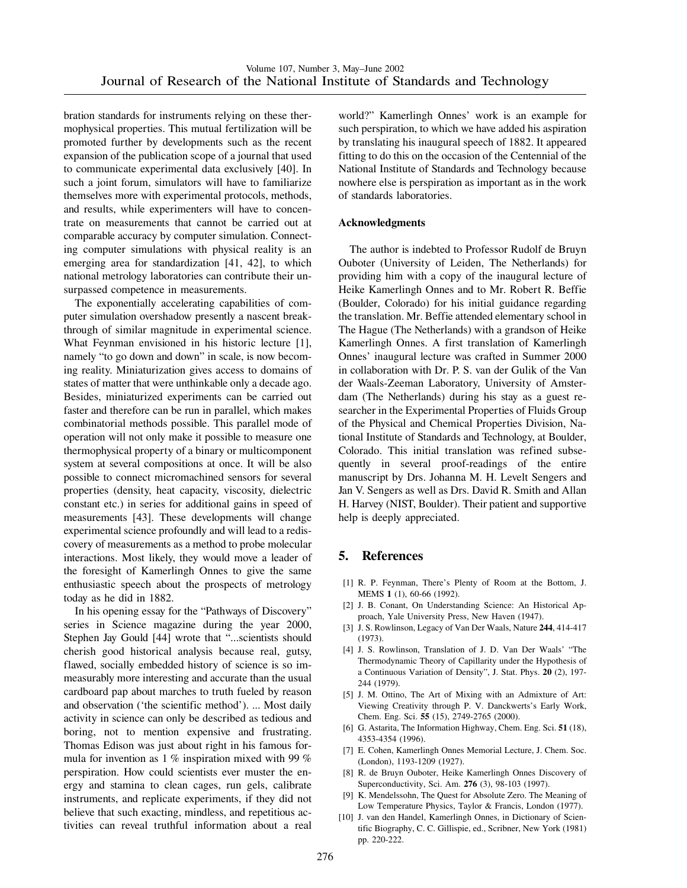bration standards for instruments relying on these thermophysical properties. This mutual fertilization will be promoted further by developments such as the recent expansion of the publication scope of a journal that used to communicate experimental data exclusively [40]. In such a joint forum, simulators will have to familiarize themselves more with experimental protocols, methods, and results, while experimenters will have to concentrate on measurements that cannot be carried out at comparable accuracy by computer simulation. Connecting computer simulations with physical reality is an emerging area for standardization [41, 42], to which national metrology laboratories can contribute their unsurpassed competence in measurements.

The exponentially accelerating capabilities of computer simulation overshadow presently a nascent breakthrough of similar magnitude in experimental science. What Feynman envisioned in his historic lecture [1], namely "to go down and down" in scale, is now becoming reality. Miniaturization gives access to domains of states of matter that were unthinkable only a decade ago. Besides, miniaturized experiments can be carried out faster and therefore can be run in parallel, which makes combinatorial methods possible. This parallel mode of operation will not only make it possible to measure one thermophysical property of a binary or multicomponent system at several compositions at once. It will be also possible to connect micromachined sensors for several properties (density, heat capacity, viscosity, dielectric constant etc.) in series for additional gains in speed of measurements [43]. These developments will change experimental science profoundly and will lead to a rediscovery of measurements as a method to probe molecular interactions. Most likely, they would move a leader of the foresight of Kamerlingh Onnes to give the same enthusiastic speech about the prospects of metrology today as he did in 1882.

In his opening essay for the "Pathways of Discovery" series in Science magazine during the year 2000, Stephen Jay Gould [44] wrote that "...scientists should cherish good historical analysis because real, gutsy, flawed, socially embedded history of science is so immeasurably more interesting and accurate than the usual cardboard pap about marches to truth fueled by reason and observation ('the scientific method'). ... Most daily activity in science can only be described as tedious and boring, not to mention expensive and frustrating. Thomas Edison was just about right in his famous formula for invention as 1 % inspiration mixed with 99 % perspiration. How could scientists ever muster the energy and stamina to clean cages, run gels, calibrate instruments, and replicate experiments, if they did not believe that such exacting, mindless, and repetitious activities can reveal truthful information about a real world?" Kamerlingh Onnes' work is an example for such perspiration, to which we have added his aspiration by translating his inaugural speech of 1882. It appeared fitting to do this on the occasion of the Centennial of the National Institute of Standards and Technology because nowhere else is perspiration as important as in the work of standards laboratories.

**Acknowledgments**

The author is indebted to Professor Rudolf de Bruyn Ouboter (University of Leiden, The Netherlands) for providing him with a copy of the inaugural lecture of Heike Kamerlingh Onnes and to Mr. Robert R. Beffie (Boulder, Colorado) for his initial guidance regarding the translation. Mr. Beffie attended elementary school in The Hague (The Netherlands) with a grandson of Heike Kamerlingh Onnes. A first translation of Kamerlingh Onnes' inaugural lecture was crafted in Summer 2000 in collaboration with Dr. P. S. van der Gulik of the Van der Waals-Zeeman Laboratory, University of Amsterdam (The Netherlands) during his stay as a guest researcher in the Experimental Properties of Fluids Group of the Physical and Chemical Properties Division, National Institute of Standards and Technology, at Boulder, Colorado. This initial translation was refined subsequently in several proof-readings of the entire manuscript by Drs. Johanna M. H. Levelt Sengers and Jan V. Sengers as well as Drs. David R. Smith and Allan H. Harvey (NIST, Boulder). Their patient and supportive help is deeply appreciated.

## 5. References

[1] R. P. Feynman, There's Plenty of Room at the Bottom, J. MEMS **1** (1), 60-66 (1992).

[2] J. B. Conant, On Understanding Science: An Historical Approach, Yale University Press, New Haven (1947).

[3] J. S. Rowlinson, Legacy of Van Der Waals, Nature **244**, 414-417 (1973).

[4] J. S. Rowlinson, Translation of J. D. Van Der Waals' "The Thermodynamic Theory of Capillarity under the Hypothesis of a Continuous Variation of Density", J. Stat. Phys. **20** (2), 197-244 (1979).

[5] J. M. Ottino, The Art of Mixing with an Admixture of Art: Viewing Creativity through P. V. Danckwerts's Early Work, Chem. Eng. Sci. **55** (15), 2749-2765 (2000).

[6] G. Astarita, The Information Highway, Chem. Eng. Sci. **51** (18), 4353-4354 (1996).

[7] E. Cohen, Kamerlingh Onnes Memorial Lecture, J. Chem. Soc. (London), 1193-1209 (1927).

[8] R. de Bruyn Ouboter, Heike Kamerlingh Onnes Discovery of Superconductivity, Sci. Am. **276** (3), 98-103 (1997).

[9] K. Mendelssohn, The Quest for Absolute Zero. The Meaning of Low Temperature Physics, Taylor & Francis, London (1977).

[10] J. van den Handel, Kamerlingh Onnes, in Dictionary of Scientific Biography, C. C. Gillispie, ed., Scribner, New York (1981) pp. 220-222.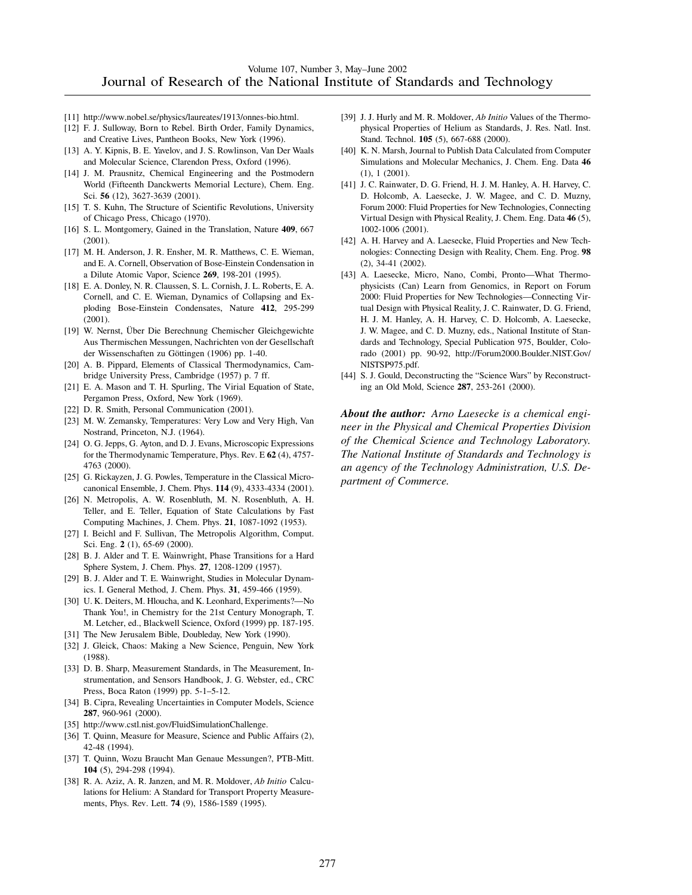[11] http://www.nobel.se/physics/laureates/1913/onnes-bio.html.

[12] F. J. Sulloway, Born to Rebel. Birth Order, Family Dynamics, and Creative Lives, Pantheon Books, New York (1996).

[13] A. Y. Kipnis, B. E. Yavelov, and J. S. Rowlinson, Van Der Waals and Molecular Science, Clarendon Press, Oxford (1996).

[14] J. M. Prausnitz, Chemical Engineering and the Postmodern World (Fifteenth Danckwerts Memorial Lecture), Chem. Eng. Sci. **56** (12), 3627-3639 (2001).

[15] T. S. Kuhn, The Structure of Scientific Revolutions, University of Chicago Press, Chicago (1970).

[16] S. L. Montgomery, Gained in the Translation, Nature **409**, 667 (2001).

[17] M. H. Anderson, J. R. Ensher, M. R. Matthews, C. E. Wieman, and E. A. Cornell, Observation of Bose-Einstein Condensation in a Dilute Atomic Vapor, Science **269**, 198-201 (1995).

[18] E. A. Donley, N. R. Claussen, S. L. Cornish, J. L. Roberts, E. A. Cornell, and C. E. Wieman, Dynamics of Collapsing and Exploding Bose-Einstein Condensates, Nature **412**, 295-299 (2001).

[19] W. Nernst, Über Die Berechnung Chemischer Gleichgewichte Aus Thermischen Messungen, Nachrichten von der Gesellschaft der Wissenschaften zu Göttingen (1906) pp. 1-40.

[20] A. B. Pippard, Elements of Classical Thermodynamics, Cambridge University Press, Cambridge (1957) p. 7 ff.

[21] E. A. Mason and T. H. Spurling, The Virial Equation of State, Pergamon Press, Oxford, New York (1969).

[22] D. R. Smith, Personal Communication (2001).

[23] M. W. Zemansky, Temperatures: Very Low and Very High, Van Nostrand, Princeton, N.J. (1964).

[24] O. G. Jepps, G. Ayton, and D. J. Evans, Microscopic Expressions for the Thermodynamic Temperature, Phys. Rev. E **62** (4), 4757-4763 (2000).

[25] G. Rickayzen, J. G. Powles, Temperature in the Classical Microcanonical Ensemble, J. Chem. Phys. **114** (9), 4333-4334 (2001).

[26] N. Metropolis, A. W. Rosenbluth, M. N. Rosenbluth, A. H. Teller, and E. Teller, Equation of State Calculations by Fast Computing Machines, J. Chem. Phys. **21**, 1087-1092 (1953).

[27] I. Beichl and F. Sullivan, The Metropolis Algorithm, Comput. Sci. Eng. **2** (1), 65-69 (2000).

[28] B. J. Alder and T. E. Wainwright, Phase Transitions for a Hard Sphere System, J. Chem. Phys. **27**, 1208-1209 (1957).

[29] B. J. Alder and T. E. Wainwright, Studies in Molecular Dynamics. I. General Method, J. Chem. Phys. **31**, 459-466 (1959).

[30] U. K. Deiters, M. Hloucha, and K. Leonhard, Experiments?—No Thank You!, in Chemistry for the 21st Century Monograph, T. M. Letcher, ed., Blackwell Science, Oxford (1999) pp. 187-195.

[31] The New Jerusalem Bible, Doubleday, New York (1990).

[32] J. Gleick, Chaos: Making a New Science, Penguin, New York (1988).

[33] D. B. Sharp, Measurement Standards, in The Measurement, Instrumentation, and Sensors Handbook, J. G. Webster, ed., CRC Press, Boca Raton (1999) pp. 5-1–5-12.

[34] B. Cipra, Revealing Uncertainties in Computer Models, Science **287**, 960-961 (2000).

[35] http://www.cstl.nist.gov/FluidSimulationChallenge.

[36] T. Quinn, Measure for Measure, Science and Public Affairs (2), 42-48 (1994).

[37] T. Quinn, Wozu Braucht Man Genaue Messungen?, PTB-Mitt. **104** (5), 294-298 (1994).

[38] R. A. Aziz, A. R. Janzen, and M. R. Moldover, *Ab Initio* Calculations for Helium: A Standard for Transport Property Measurements, Phys. Rev. Lett. **74** (9), 1586-1589 (1995).

[39] J. J. Hurly and M. R. Moldover, *Ab Initio* Values of the Thermophysical Properties of Helium as Standards, J. Res. Natl. Inst. Stand. Technol. **105** (5), 667-688 (2000).

[40] K. N. Marsh, Journal to Publish Data Calculated from Computer Simulations and Molecular Mechanics, J. Chem. Eng. Data **46** (1), 1 (2001).

[41] J. C. Rainwater, D. G. Friend, H. J. M. Hanley, A. H. Harvey, C. D. Holcomb, A. Laesecke, J. W. Magee, and C. D. Muzny, Forum 2000: Fluid Properties for New Technologies, Connecting Virtual Design with Physical Reality, J. Chem. Eng. Data **46** (5), 1002-1006 (2001).

[42] A. H. Harvey and A. Laesecke, Fluid Properties and New Technologies: Connecting Design with Reality, Chem. Eng. Prog. **98** (2), 34-41 (2002).

[43] A. Laesecke, Micro, Nano, Combi, Pronto—What Thermophysicists (Can) Learn from Genomics, in Report on Forum 2000: Fluid Properties for New Technologies—Connecting Virtual Design with Physical Reality, J. C. Rainwater, D. G. Friend, H. J. M. Hanley, A. H. Harvey, C. D. Holcomb, A. Laesecke, J. W. Magee, and C. D. Muzny, eds., National Institute of Standards and Technology, Special Publication 975, Boulder, Colorado (2001) pp. 90-92, http://Forum2000.Boulder.NIST.Gov/NISTSP975.pdf.

[44] S. J. Gould, Deconstructing the "Science Wars" by Reconstructing an Old Mold, Science **287**, 253-261 (2000).

***About the author:*** *Arno Laesecke is a chemical engineer in the Physical and Chemical Properties Division of the Chemical Science and Technology Laboratory. The National Institute of Standards and Technology is an agency of the Technology Administration, U.S. Department of Commerce.*